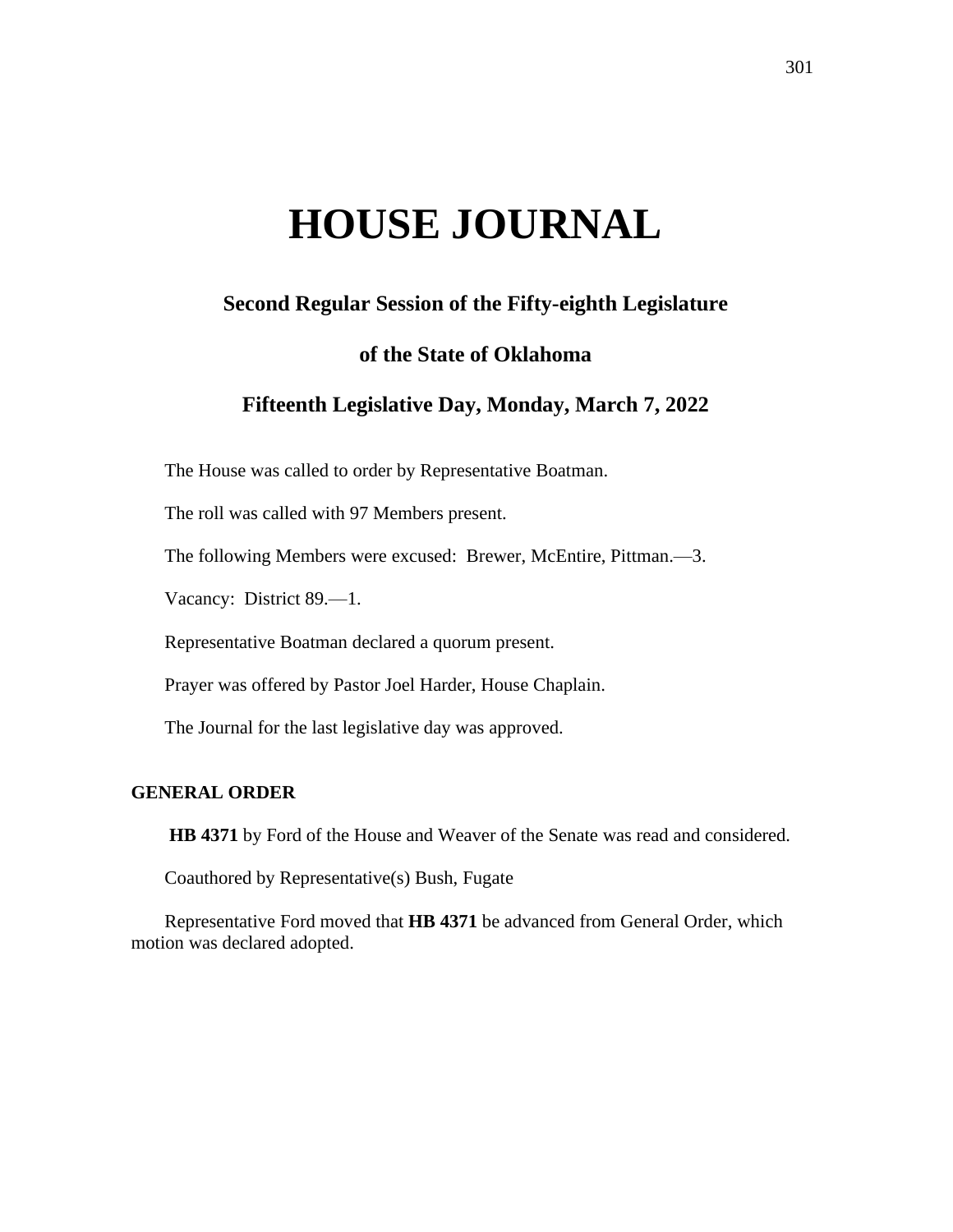# HOUSE JOURNAL

## Second Regular Session of the Fifty-eighth Legislature

## of the State of Oklahoma

## Fifteenth Legislative Day, Monday, March 7, 2022

The House was called to order by Representative Boatman.

The roll was called with 97 Members present.

The following Members were excused: Brewer, McEntire, Pittman.—3.

Vacancy: District 89.—1.

Representative Boatman declared a quorum present.

Prayer was offered by Pastor Joel Harder, House Chaplain.

The Journal for the last legislative day was approved.

### GENERAL ORDER

**HB 4371** by Ford of the House and Weaver of the Senate was read and considered.

Coauthored by Representative(s) Bush, Fugate

Representative Ford moved that **HB 4371** be advanced from General Order, which motion was declared adopted.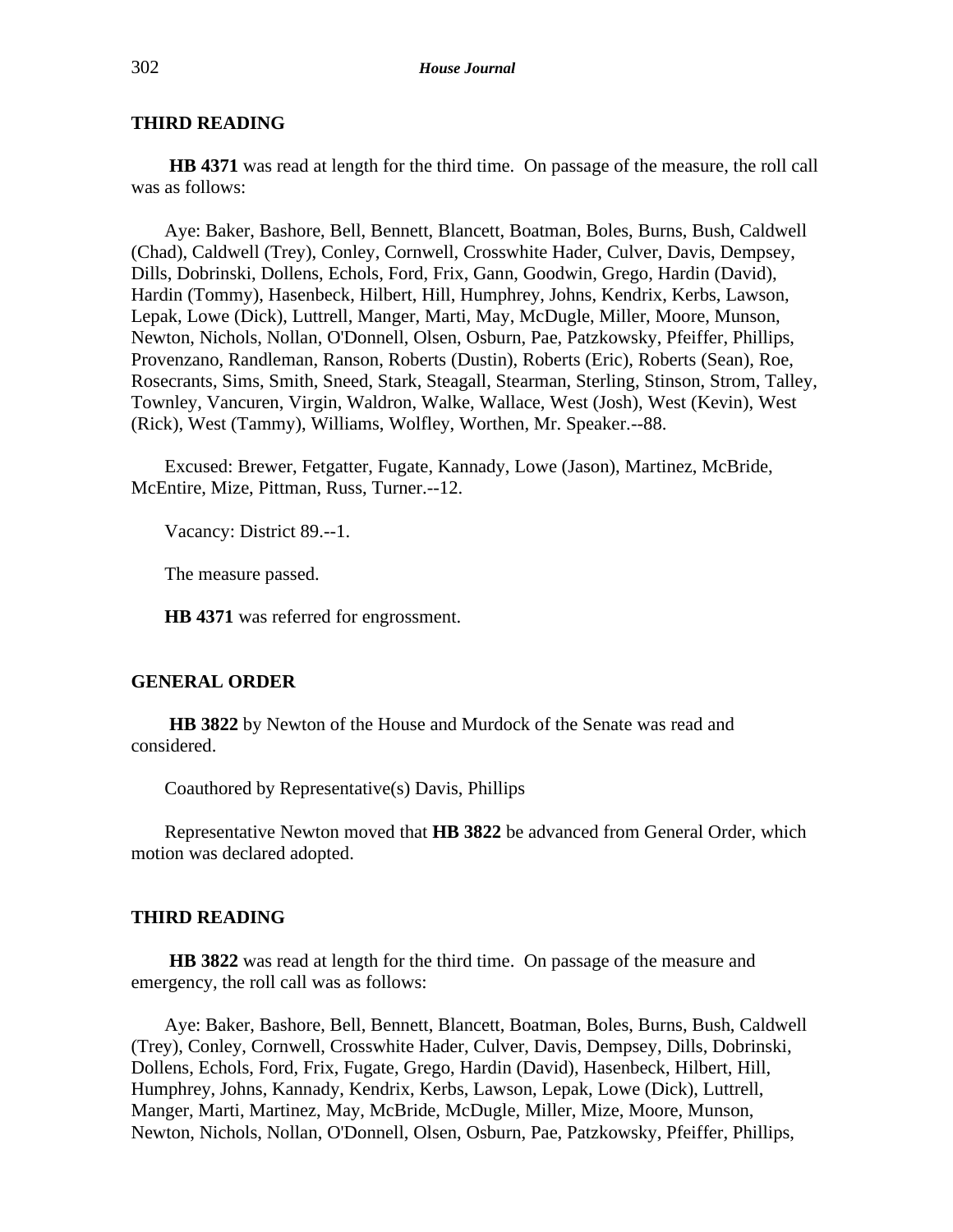## THIRD READING

**HB 4371** was read at length for the third time. On passage of the measure, the roll call was as follows:

Aye: Baker, Bashore, Bell, Bennett, Blancett, Boatman, Boles, Burns, Bush, Caldwell (Chad), Caldwell (Trey), Conley, Cornwell, Crosswhite Hader, Culver, Davis, Dempsey, Dills, Dobrinski, Dollens, Echols, Ford, Frix, Gann, Goodwin, Grego, Hardin (David), Hardin (Tommy), Hasenbeck, Hilbert, Hill, Humphrey, Johns, Kendrix, Kerbs, Lawson, Lepak, Lowe (Dick), Luttrell, Manger, Marti, May, McDugle, Miller, Moore, Munson, Newton, Nichols, Nollan, O'Donnell, Olsen, Osburn, Pae, Patzkowsky, Pfeiffer, Phillips, Provenzano, Randleman, Ranson, Roberts (Dustin), Roberts (Eric), Roberts (Sean), Roe, Rosecrants, Sims, Smith, Sneed, Stark, Steagall, Stearman, Sterling, Stinson, Strom, Talley, Townley, Vancuren, Virgin, Waldron, Walke, Wallace, West (Josh), West (Kevin), West (Rick), West (Tammy), Williams, Wolfley, Worthen, Mr. Speaker.--88.

Excused: Brewer, Fetgatter, Fugate, Kannady, Lowe (Jason), Martinez, McBride, McEntire, Mize, Pittman, Russ, Turner.--12.

Vacancy: District 89.--1.

The measure passed.

**HB 4371** was referred for engrossment.

## GENERAL ORDER

**HB 3822** by Newton of the House and Murdock of the Senate was read and considered.

Coauthored by Representative(s) Davis, Phillips

Representative Newton moved that **HB 3822** be advanced from General Order, which motion was declared adopted.

## THIRD READING

**HB 3822** was read at length for the third time. On passage of the measure and emergency, the roll call was as follows:

Aye: Baker, Bashore, Bell, Bennett, Blancett, Boatman, Boles, Burns, Bush, Caldwell (Trey), Conley, Cornwell, Crosswhite Hader, Culver, Davis, Dempsey, Dills, Dobrinski, Dollens, Echols, Ford, Frix, Fugate, Grego, Hardin (David), Hasenbeck, Hilbert, Hill, Humphrey, Johns, Kannady, Kendrix, Kerbs, Lawson, Lepak, Lowe (Dick), Luttrell, Manger, Marti, Martinez, May, McBride, McDugle, Miller, Mize, Moore, Munson, Newton, Nichols, Nollan, O'Donnell, Olsen, Osburn, Pae, Patzkowsky, Pfeiffer, Phillips,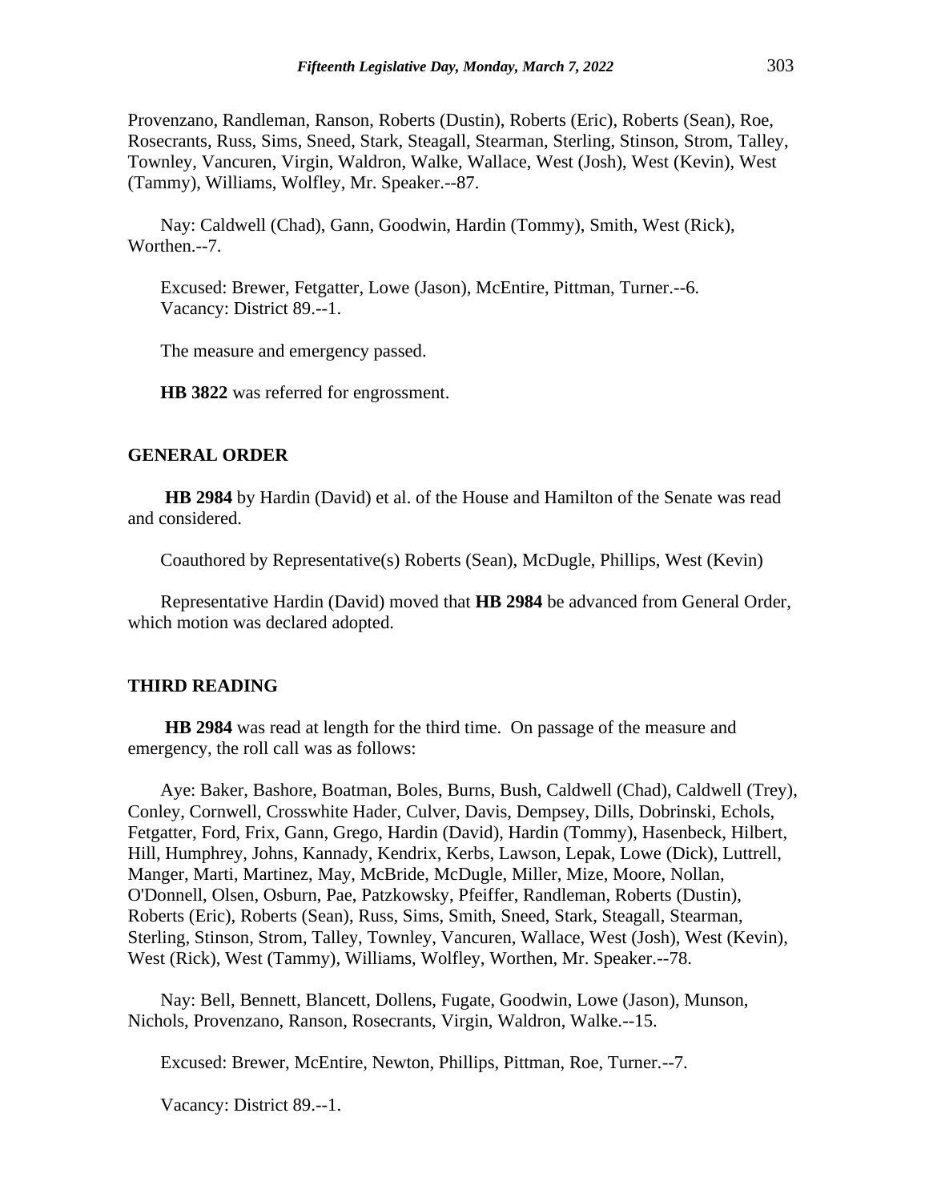Provenzano, Randleman, Ranson, Roberts (Dustin), Roberts (Eric), Roberts (Sean), Roe, Rosecrants, Russ, Sims, Sneed, Stark, Steagall, Stearman, Sterling, Stinson, Strom, Talley, Townley, Vancuren, Virgin, Waldron, Walke, Wallace, West (Josh), West (Kevin), West (Tammy), Williams, Wolfley, Mr. Speaker.--87.

Nay: Caldwell (Chad), Gann, Goodwin, Hardin (Tommy), Smith, West (Rick), Worthen.--7.

Excused: Brewer, Fetgatter, Lowe (Jason), McEntire, Pittman, Turner.--6.
Vacancy: District 89.--1.

The measure and emergency passed.

**HB 3822** was referred for engrossment.

## GENERAL ORDER

**HB 2984** by Hardin (David) et al. of the House and Hamilton of the Senate was read and considered.

Coauthored by Representative(s) Roberts (Sean), McDugle, Phillips, West (Kevin)

Representative Hardin (David) moved that **HB 2984** be advanced from General Order, which motion was declared adopted.

## THIRD READING

**HB 2984** was read at length for the third time. On passage of the measure and emergency, the roll call was as follows:

Aye: Baker, Bashore, Boatman, Boles, Burns, Bush, Caldwell (Chad), Caldwell (Trey), Conley, Cornwell, Crosswhite Hader, Culver, Davis, Dempsey, Dills, Dobrinski, Echols, Fetgatter, Ford, Frix, Gann, Grego, Hardin (David), Hardin (Tommy), Hasenbeck, Hilbert, Hill, Humphrey, Johns, Kannady, Kendrix, Kerbs, Lawson, Lepak, Lowe (Dick), Luttrell, Manger, Marti, Martinez, May, McBride, McDugle, Miller, Mize, Moore, Nollan, O'Donnell, Olsen, Osburn, Pae, Patzkowsky, Pfeiffer, Randleman, Roberts (Dustin), Roberts (Eric), Roberts (Sean), Russ, Sims, Smith, Sneed, Stark, Steagall, Stearman, Sterling, Stinson, Strom, Talley, Townley, Vancuren, Wallace, West (Josh), West (Kevin), West (Rick), West (Tammy), Williams, Wolfley, Worthen, Mr. Speaker.--78.

Nay: Bell, Bennett, Blancett, Dollens, Fugate, Goodwin, Lowe (Jason), Munson, Nichols, Provenzano, Ranson, Rosecrants, Virgin, Waldron, Walke.--15.

Excused: Brewer, McEntire, Newton, Phillips, Pittman, Roe, Turner.--7.

Vacancy: District 89.--1.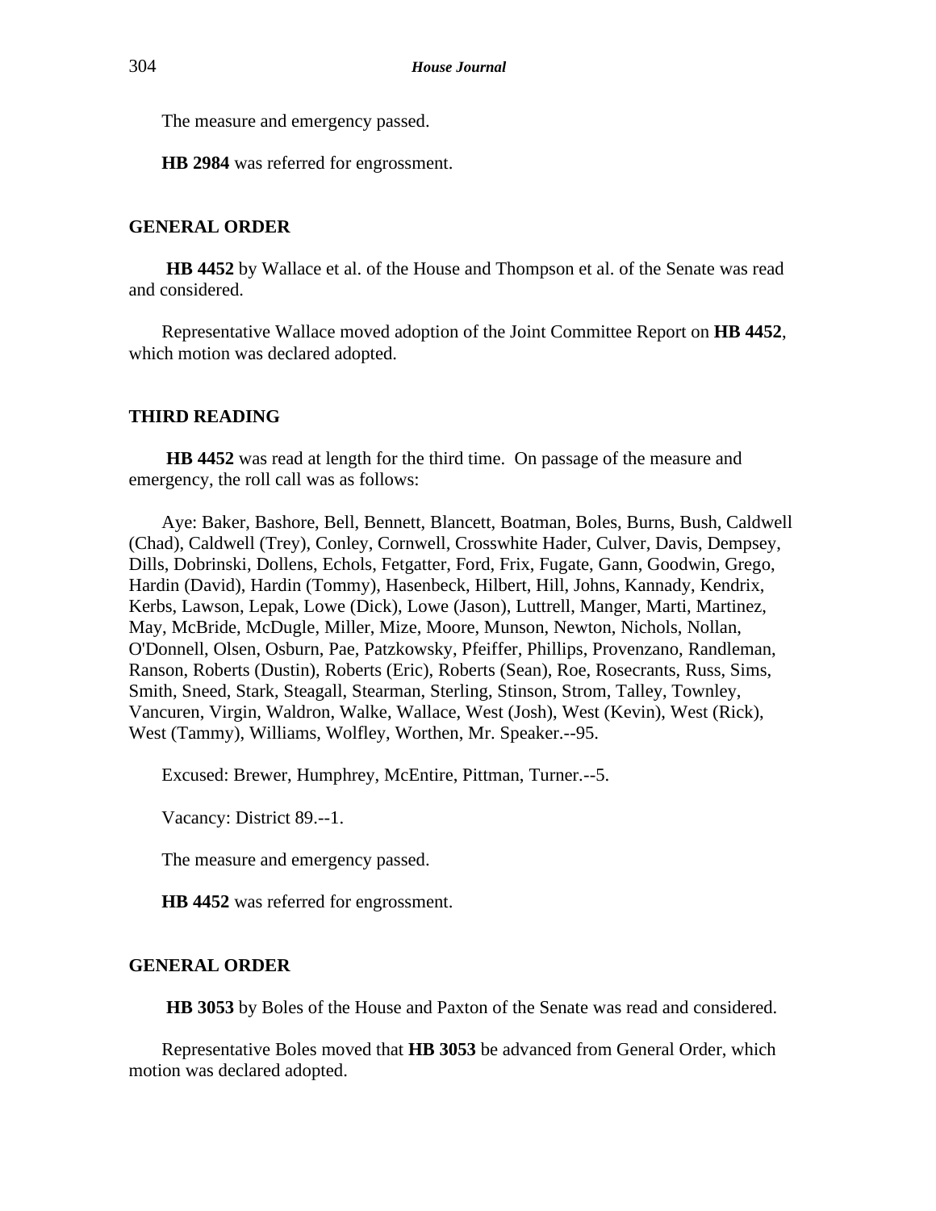The measure and emergency passed.

**HB 2984** was referred for engrossment.

## GENERAL ORDER

**HB 4452** by Wallace et al. of the House and Thompson et al. of the Senate was read and considered.

Representative Wallace moved adoption of the Joint Committee Report on **HB 4452**, which motion was declared adopted.

## THIRD READING

**HB 4452** was read at length for the third time. On passage of the measure and emergency, the roll call was as follows:

Aye: Baker, Bashore, Bell, Bennett, Blancett, Boatman, Boles, Burns, Bush, Caldwell (Chad), Caldwell (Trey), Conley, Cornwell, Crosswhite Hader, Culver, Davis, Dempsey, Dills, Dobrinski, Dollens, Echols, Fetgatter, Ford, Frix, Fugate, Gann, Goodwin, Grego, Hardin (David), Hardin (Tommy), Hasenbeck, Hilbert, Hill, Johns, Kannady, Kendrix, Kerbs, Lawson, Lepak, Lowe (Dick), Lowe (Jason), Luttrell, Manger, Marti, Martinez, May, McBride, McDugle, Miller, Mize, Moore, Munson, Newton, Nichols, Nollan, O'Donnell, Olsen, Osburn, Pae, Patzkowsky, Pfeiffer, Phillips, Provenzano, Randleman, Ranson, Roberts (Dustin), Roberts (Eric), Roberts (Sean), Roe, Rosecrants, Russ, Sims, Smith, Sneed, Stark, Steagall, Stearman, Sterling, Stinson, Strom, Talley, Townley, Vancuren, Virgin, Waldron, Walke, Wallace, West (Josh), West (Kevin), West (Rick), West (Tammy), Williams, Wolfley, Worthen, Mr. Speaker.--95.

Excused: Brewer, Humphrey, McEntire, Pittman, Turner.--5.

Vacancy: District 89.--1.

The measure and emergency passed.

**HB 4452** was referred for engrossment.

## GENERAL ORDER

**HB 3053** by Boles of the House and Paxton of the Senate was read and considered.

Representative Boles moved that **HB 3053** be advanced from General Order, which motion was declared adopted.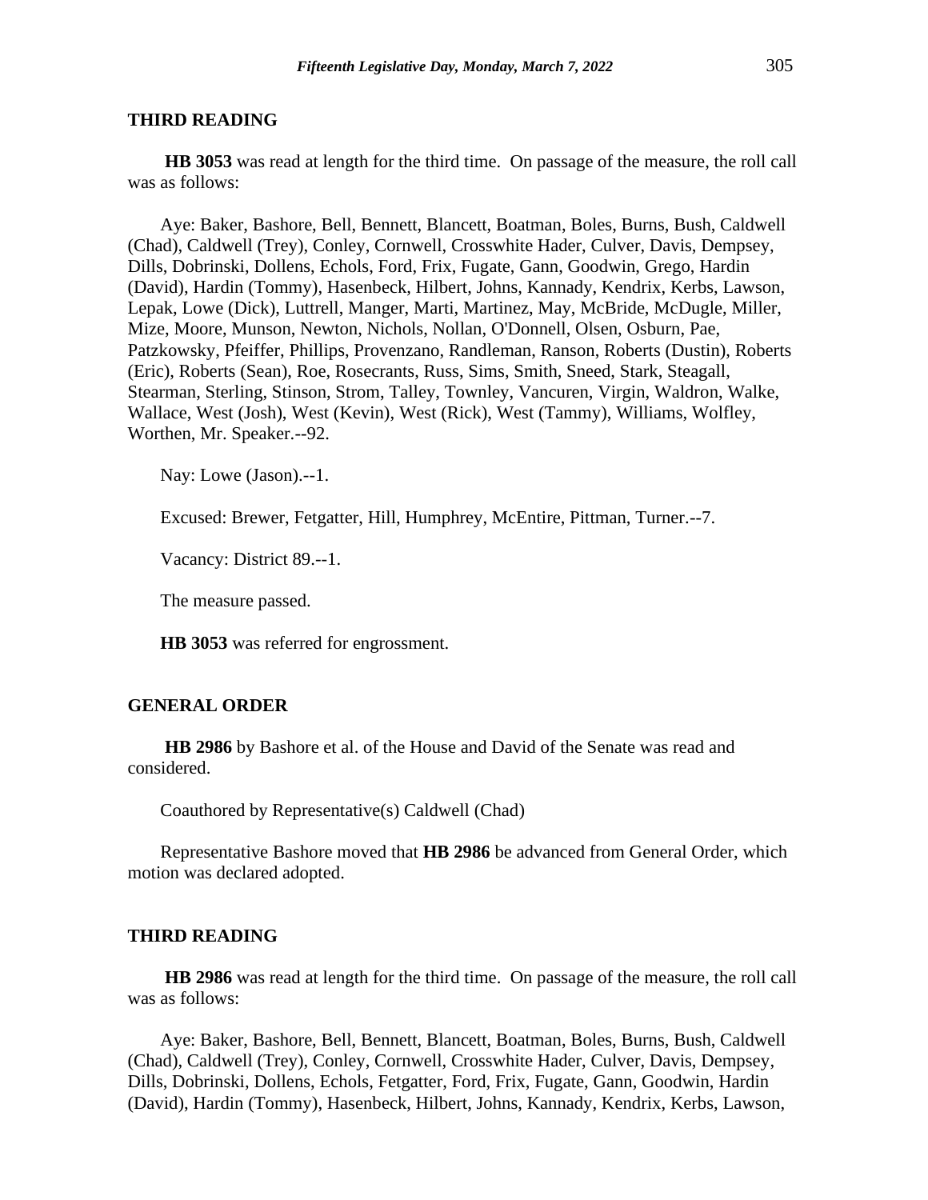### THIRD READING

**HB 3053** was read at length for the third time. On passage of the measure, the roll call was as follows:

Aye: Baker, Bashore, Bell, Bennett, Blancett, Boatman, Boles, Burns, Bush, Caldwell (Chad), Caldwell (Trey), Conley, Cornwell, Crosswhite Hader, Culver, Davis, Dempsey, Dills, Dobrinski, Dollens, Echols, Ford, Frix, Fugate, Gann, Goodwin, Grego, Hardin (David), Hardin (Tommy), Hasenbeck, Hilbert, Johns, Kannady, Kendrix, Kerbs, Lawson, Lepak, Lowe (Dick), Luttrell, Manger, Marti, Martinez, May, McBride, McDugle, Miller, Mize, Moore, Munson, Newton, Nichols, Nollan, O'Donnell, Olsen, Osburn, Pae, Patzkowsky, Pfeiffer, Phillips, Provenzano, Randleman, Ranson, Roberts (Dustin), Roberts (Eric), Roberts (Sean), Roe, Rosecrants, Russ, Sims, Smith, Sneed, Stark, Steagall, Stearman, Sterling, Stinson, Strom, Talley, Townley, Vancuren, Virgin, Waldron, Walke, Wallace, West (Josh), West (Kevin), West (Rick), West (Tammy), Williams, Wolfley, Worthen, Mr. Speaker.--92.

Nay: Lowe (Jason).--1.

Excused: Brewer, Fetgatter, Hill, Humphrey, McEntire, Pittman, Turner.--7.

Vacancy: District 89.--1.

The measure passed.

**HB 3053** was referred for engrossment.

### GENERAL ORDER

**HB 2986** by Bashore et al. of the House and David of the Senate was read and considered.

Coauthored by Representative(s) Caldwell (Chad)

Representative Bashore moved that **HB 2986** be advanced from General Order, which motion was declared adopted.

### THIRD READING

**HB 2986** was read at length for the third time. On passage of the measure, the roll call was as follows:

Aye: Baker, Bashore, Bell, Bennett, Blancett, Boatman, Boles, Burns, Bush, Caldwell (Chad), Caldwell (Trey), Conley, Cornwell, Crosswhite Hader, Culver, Davis, Dempsey, Dills, Dobrinski, Dollens, Echols, Fetgatter, Ford, Frix, Fugate, Gann, Goodwin, Hardin (David), Hardin (Tommy), Hasenbeck, Hilbert, Johns, Kannady, Kendrix, Kerbs, Lawson,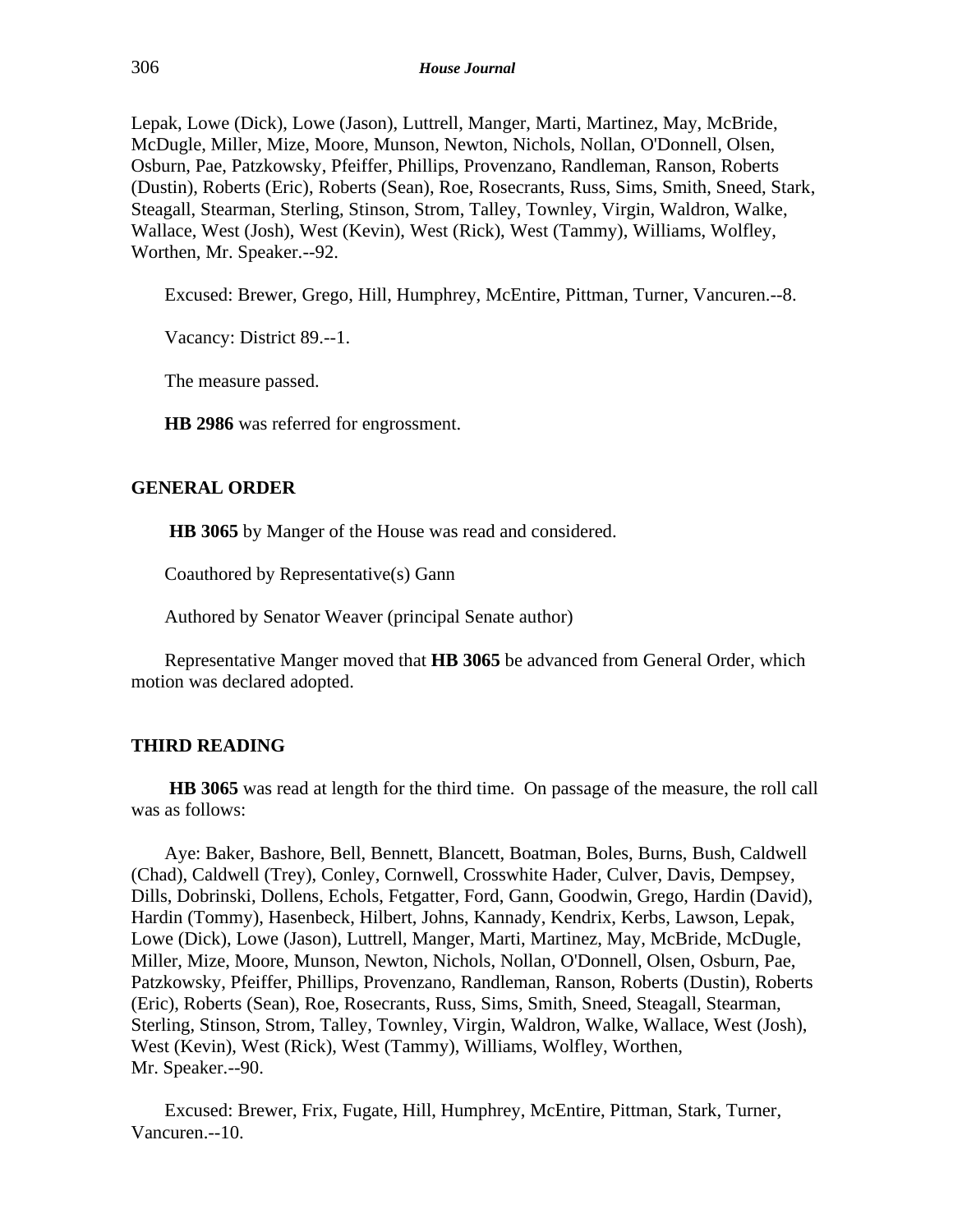Lepak, Lowe (Dick), Lowe (Jason), Luttrell, Manger, Marti, Martinez, May, McBride, McDugle, Miller, Mize, Moore, Munson, Newton, Nichols, Nollan, O'Donnell, Olsen, Osburn, Pae, Patzkowsky, Pfeiffer, Phillips, Provenzano, Randleman, Ranson, Roberts (Dustin), Roberts (Eric), Roberts (Sean), Roe, Rosecrants, Russ, Sims, Smith, Sneed, Stark, Steagall, Stearman, Sterling, Stinson, Strom, Talley, Townley, Virgin, Waldron, Walke, Wallace, West (Josh), West (Kevin), West (Rick), West (Tammy), Williams, Wolfley, Worthen, Mr. Speaker.--92.

Excused: Brewer, Grego, Hill, Humphrey, McEntire, Pittman, Turner, Vancuren.--8.

Vacancy: District 89.--1.

The measure passed.

**HB 2986** was referred for engrossment.

## GENERAL ORDER

**HB 3065** by Manger of the House was read and considered.

Coauthored by Representative(s) Gann

Authored by Senator Weaver (principal Senate author)

Representative Manger moved that **HB 3065** be advanced from General Order, which motion was declared adopted.

## THIRD READING

**HB 3065** was read at length for the third time. On passage of the measure, the roll call was as follows:

Aye: Baker, Bashore, Bell, Bennett, Blancett, Boatman, Boles, Burns, Bush, Caldwell (Chad), Caldwell (Trey), Conley, Cornwell, Crosswhite Hader, Culver, Davis, Dempsey, Dills, Dobrinski, Dollens, Echols, Fetgatter, Ford, Gann, Goodwin, Grego, Hardin (David), Hardin (Tommy), Hasenbeck, Hilbert, Johns, Kannady, Kendrix, Kerbs, Lawson, Lepak, Lowe (Dick), Lowe (Jason), Luttrell, Manger, Marti, Martinez, May, McBride, McDugle, Miller, Mize, Moore, Munson, Newton, Nichols, Nollan, O'Donnell, Olsen, Osburn, Pae, Patzkowsky, Pfeiffer, Phillips, Provenzano, Randleman, Ranson, Roberts (Dustin), Roberts (Eric), Roberts (Sean), Roe, Rosecrants, Russ, Sims, Smith, Sneed, Steagall, Stearman, Sterling, Stinson, Strom, Talley, Townley, Virgin, Waldron, Walke, Wallace, West (Josh), West (Kevin), West (Rick), West (Tammy), Williams, Wolfley, Worthen, Mr. Speaker.--90.

Excused: Brewer, Frix, Fugate, Hill, Humphrey, McEntire, Pittman, Stark, Turner, Vancuren.--10.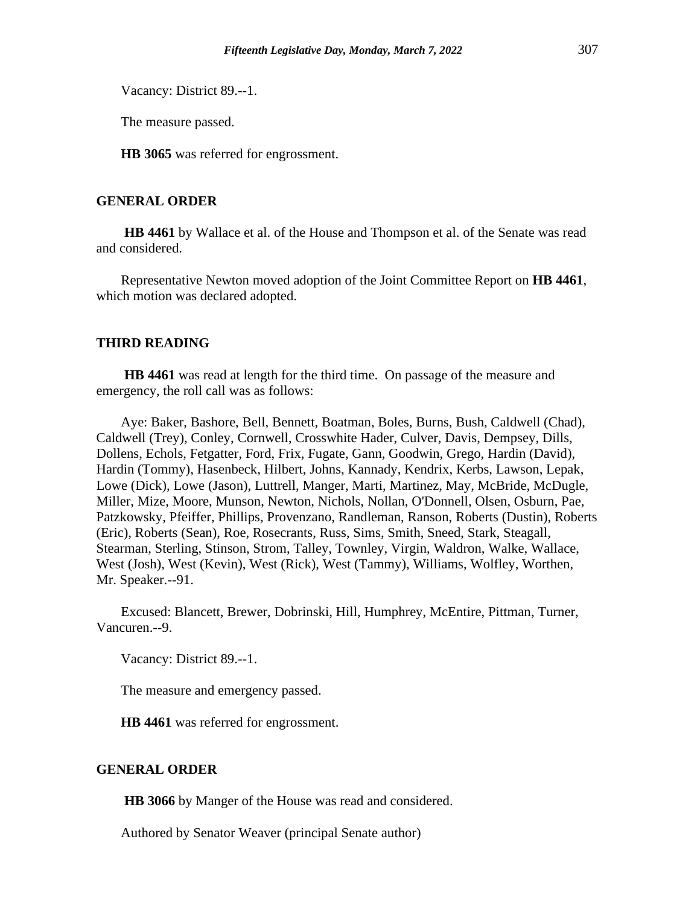Vacancy: District 89.--1.

The measure passed.

**HB 3065** was referred for engrossment.

## GENERAL ORDER

**HB 4461** by Wallace et al. of the House and Thompson et al. of the Senate was read and considered.

Representative Newton moved adoption of the Joint Committee Report on **HB 4461**, which motion was declared adopted.

## THIRD READING

**HB 4461** was read at length for the third time. On passage of the measure and emergency, the roll call was as follows:

Aye: Baker, Bashore, Bell, Bennett, Boatman, Boles, Burns, Bush, Caldwell (Chad), Caldwell (Trey), Conley, Cornwell, Crosswhite Hader, Culver, Davis, Dempsey, Dills, Dollens, Echols, Fetgatter, Ford, Frix, Fugate, Gann, Goodwin, Grego, Hardin (David), Hardin (Tommy), Hasenbeck, Hilbert, Johns, Kannady, Kendrix, Kerbs, Lawson, Lepak, Lowe (Dick), Lowe (Jason), Luttrell, Manger, Marti, Martinez, May, McBride, McDugle, Miller, Mize, Moore, Munson, Newton, Nichols, Nollan, O'Donnell, Olsen, Osburn, Pae, Patzkowsky, Pfeiffer, Phillips, Provenzano, Randleman, Ranson, Roberts (Dustin), Roberts (Eric), Roberts (Sean), Roe, Rosecrants, Russ, Sims, Smith, Sneed, Stark, Steagall, Stearman, Sterling, Stinson, Strom, Talley, Townley, Virgin, Waldron, Walke, Wallace, West (Josh), West (Kevin), West (Rick), West (Tammy), Williams, Wolfley, Worthen, Mr. Speaker.--91.

Excused: Blancett, Brewer, Dobrinski, Hill, Humphrey, McEntire, Pittman, Turner, Vancuren.--9.

Vacancy: District 89.--1.

The measure and emergency passed.

**HB 4461** was referred for engrossment.

## GENERAL ORDER

**HB 3066** by Manger of the House was read and considered.

Authored by Senator Weaver (principal Senate author)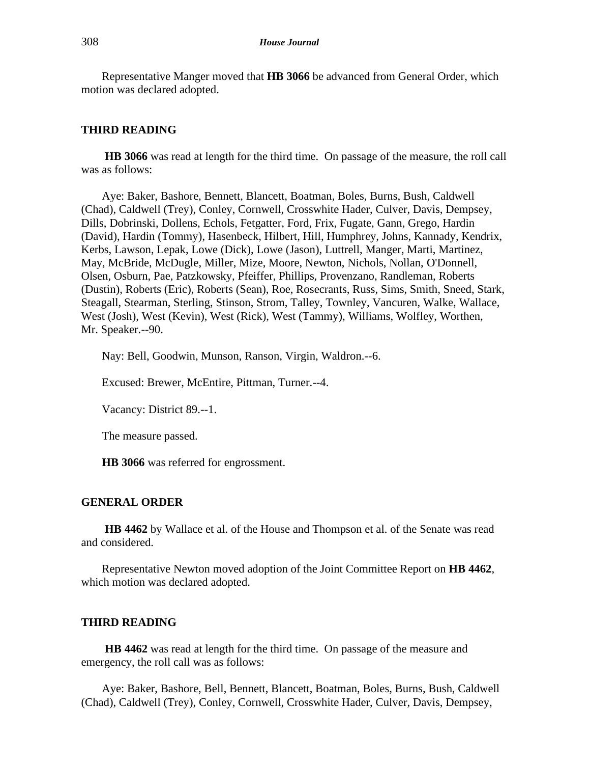Representative Manger moved that **HB 3066** be advanced from General Order, which motion was declared adopted.

## THIRD READING

**HB 3066** was read at length for the third time. On passage of the measure, the roll call was as follows:

Aye: Baker, Bashore, Bennett, Blancett, Boatman, Boles, Burns, Bush, Caldwell (Chad), Caldwell (Trey), Conley, Cornwell, Crosswhite Hader, Culver, Davis, Dempsey, Dills, Dobrinski, Dollens, Echols, Fetgatter, Ford, Frix, Fugate, Gann, Grego, Hardin (David), Hardin (Tommy), Hasenbeck, Hilbert, Hill, Humphrey, Johns, Kannady, Kendrix, Kerbs, Lawson, Lepak, Lowe (Dick), Lowe (Jason), Luttrell, Manger, Marti, Martinez, May, McBride, McDugle, Miller, Mize, Moore, Newton, Nichols, Nollan, O'Donnell, Olsen, Osburn, Pae, Patzkowsky, Pfeiffer, Phillips, Provenzano, Randleman, Roberts (Dustin), Roberts (Eric), Roberts (Sean), Roe, Rosecrants, Russ, Sims, Smith, Sneed, Stark, Steagall, Stearman, Sterling, Stinson, Strom, Talley, Townley, Vancuren, Walke, Wallace, West (Josh), West (Kevin), West (Rick), West (Tammy), Williams, Wolfley, Worthen, Mr. Speaker.--90.

Nay: Bell, Goodwin, Munson, Ranson, Virgin, Waldron.--6.

Excused: Brewer, McEntire, Pittman, Turner.--4.

Vacancy: District 89.--1.

The measure passed.

**HB 3066** was referred for engrossment.

## GENERAL ORDER

**HB 4462** by Wallace et al. of the House and Thompson et al. of the Senate was read and considered.

Representative Newton moved adoption of the Joint Committee Report on **HB 4462**, which motion was declared adopted.

## THIRD READING

**HB 4462** was read at length for the third time. On passage of the measure and emergency, the roll call was as follows:

Aye: Baker, Bashore, Bell, Bennett, Blancett, Boatman, Boles, Burns, Bush, Caldwell (Chad), Caldwell (Trey), Conley, Cornwell, Crosswhite Hader, Culver, Davis, Dempsey,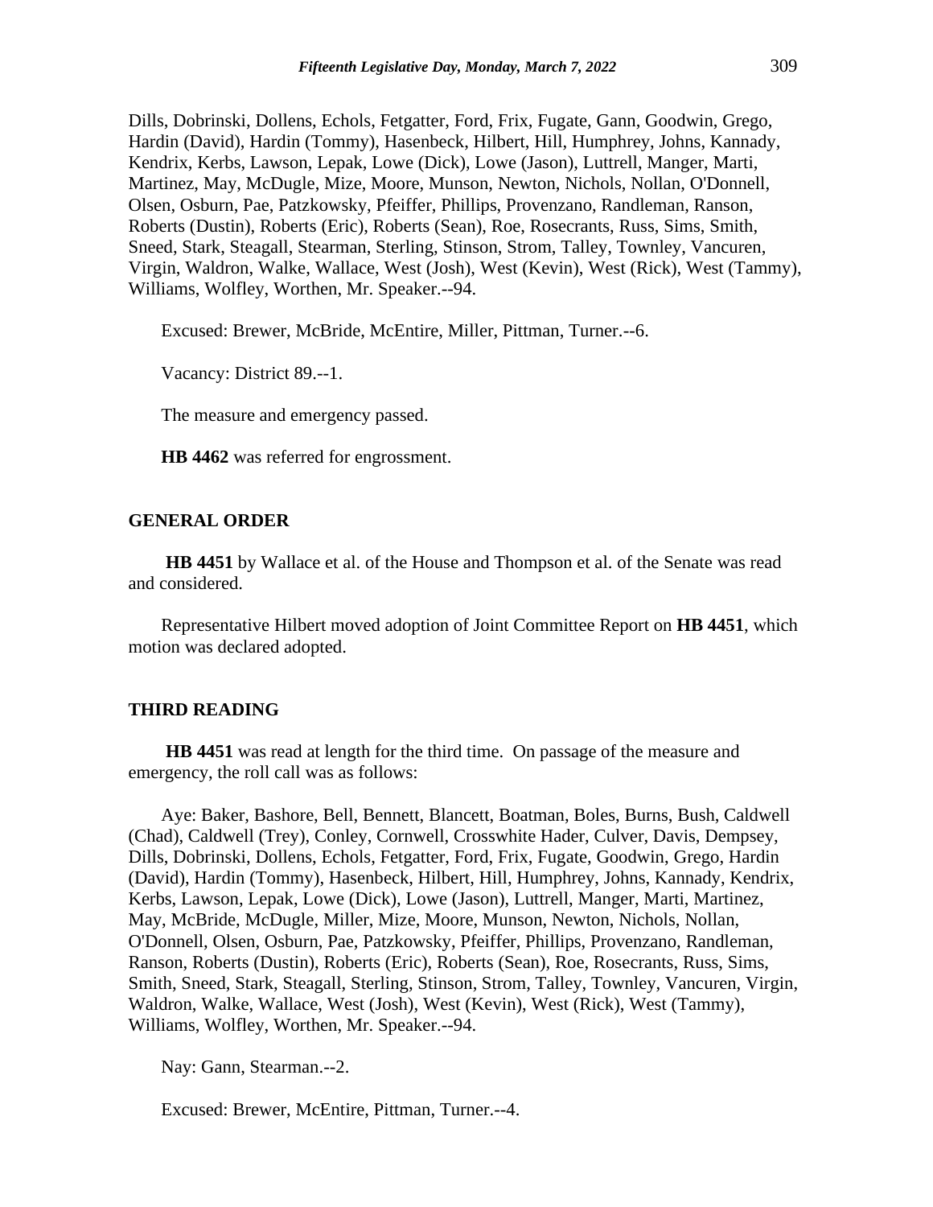Dills, Dobrinski, Dollens, Echols, Fetgatter, Ford, Frix, Fugate, Gann, Goodwin, Grego, Hardin (David), Hardin (Tommy), Hasenbeck, Hilbert, Hill, Humphrey, Johns, Kannady, Kendrix, Kerbs, Lawson, Lepak, Lowe (Dick), Lowe (Jason), Luttrell, Manger, Marti, Martinez, May, McDugle, Mize, Moore, Munson, Newton, Nichols, Nollan, O'Donnell, Olsen, Osburn, Pae, Patzkowsky, Pfeiffer, Phillips, Provenzano, Randleman, Ranson, Roberts (Dustin), Roberts (Eric), Roberts (Sean), Roe, Rosecrants, Russ, Sims, Smith, Sneed, Stark, Steagall, Stearman, Sterling, Stinson, Strom, Talley, Townley, Vancuren, Virgin, Waldron, Walke, Wallace, West (Josh), West (Kevin), West (Rick), West (Tammy), Williams, Wolfley, Worthen, Mr. Speaker.--94.

Excused: Brewer, McBride, McEntire, Miller, Pittman, Turner.--6.

Vacancy: District 89.--1.

The measure and emergency passed.

**HB 4462** was referred for engrossment.

## GENERAL ORDER

**HB 4451** by Wallace et al. of the House and Thompson et al. of the Senate was read and considered.

Representative Hilbert moved adoption of Joint Committee Report on **HB 4451**, which motion was declared adopted.

## THIRD READING

**HB 4451** was read at length for the third time. On passage of the measure and emergency, the roll call was as follows:

Aye: Baker, Bashore, Bell, Bennett, Blancett, Boatman, Boles, Burns, Bush, Caldwell (Chad), Caldwell (Trey), Conley, Cornwell, Crosswhite Hader, Culver, Davis, Dempsey, Dills, Dobrinski, Dollens, Echols, Fetgatter, Ford, Frix, Fugate, Goodwin, Grego, Hardin (David), Hardin (Tommy), Hasenbeck, Hilbert, Hill, Humphrey, Johns, Kannady, Kendrix, Kerbs, Lawson, Lepak, Lowe (Dick), Lowe (Jason), Luttrell, Manger, Marti, Martinez, May, McBride, McDugle, Miller, Mize, Moore, Munson, Newton, Nichols, Nollan, O'Donnell, Olsen, Osburn, Pae, Patzkowsky, Pfeiffer, Phillips, Provenzano, Randleman, Ranson, Roberts (Dustin), Roberts (Eric), Roberts (Sean), Roe, Rosecrants, Russ, Sims, Smith, Sneed, Stark, Steagall, Sterling, Stinson, Strom, Talley, Townley, Vancuren, Virgin, Waldron, Walke, Wallace, West (Josh), West (Kevin), West (Rick), West (Tammy), Williams, Wolfley, Worthen, Mr. Speaker.--94.

Nay: Gann, Stearman.--2.

Excused: Brewer, McEntire, Pittman, Turner.--4.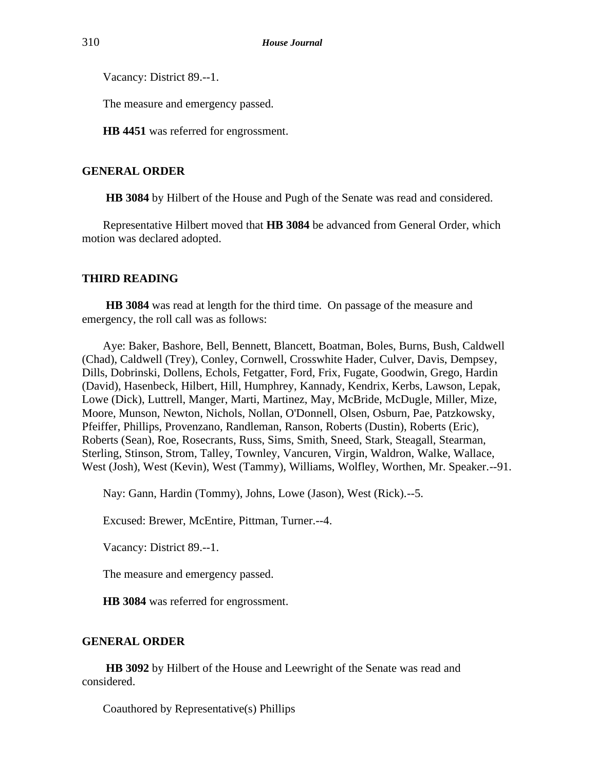Vacancy: District 89.--1.

The measure and emergency passed.

**HB 4451** was referred for engrossment.

## GENERAL ORDER

**HB 3084** by Hilbert of the House and Pugh of the Senate was read and considered.

Representative Hilbert moved that **HB 3084** be advanced from General Order, which motion was declared adopted.

## THIRD READING

**HB 3084** was read at length for the third time. On passage of the measure and emergency, the roll call was as follows:

Aye: Baker, Bashore, Bell, Bennett, Blancett, Boatman, Boles, Burns, Bush, Caldwell (Chad), Caldwell (Trey), Conley, Cornwell, Crosswhite Hader, Culver, Davis, Dempsey, Dills, Dobrinski, Dollens, Echols, Fetgatter, Ford, Frix, Fugate, Goodwin, Grego, Hardin (David), Hasenbeck, Hilbert, Hill, Humphrey, Kannady, Kendrix, Kerbs, Lawson, Lepak, Lowe (Dick), Luttrell, Manger, Marti, Martinez, May, McBride, McDugle, Miller, Mize, Moore, Munson, Newton, Nichols, Nollan, O'Donnell, Olsen, Osburn, Pae, Patzkowsky, Pfeiffer, Phillips, Provenzano, Randleman, Ranson, Roberts (Dustin), Roberts (Eric), Roberts (Sean), Roe, Rosecrants, Russ, Sims, Smith, Sneed, Stark, Steagall, Stearman, Sterling, Stinson, Strom, Talley, Townley, Vancuren, Virgin, Waldron, Walke, Wallace, West (Josh), West (Kevin), West (Tammy), Williams, Wolfley, Worthen, Mr. Speaker.--91.

Nay: Gann, Hardin (Tommy), Johns, Lowe (Jason), West (Rick).--5.

Excused: Brewer, McEntire, Pittman, Turner.--4.

Vacancy: District 89.--1.

The measure and emergency passed.

**HB 3084** was referred for engrossment.

## GENERAL ORDER

**HB 3092** by Hilbert of the House and Leewright of the Senate was read and considered.

Coauthored by Representative(s) Phillips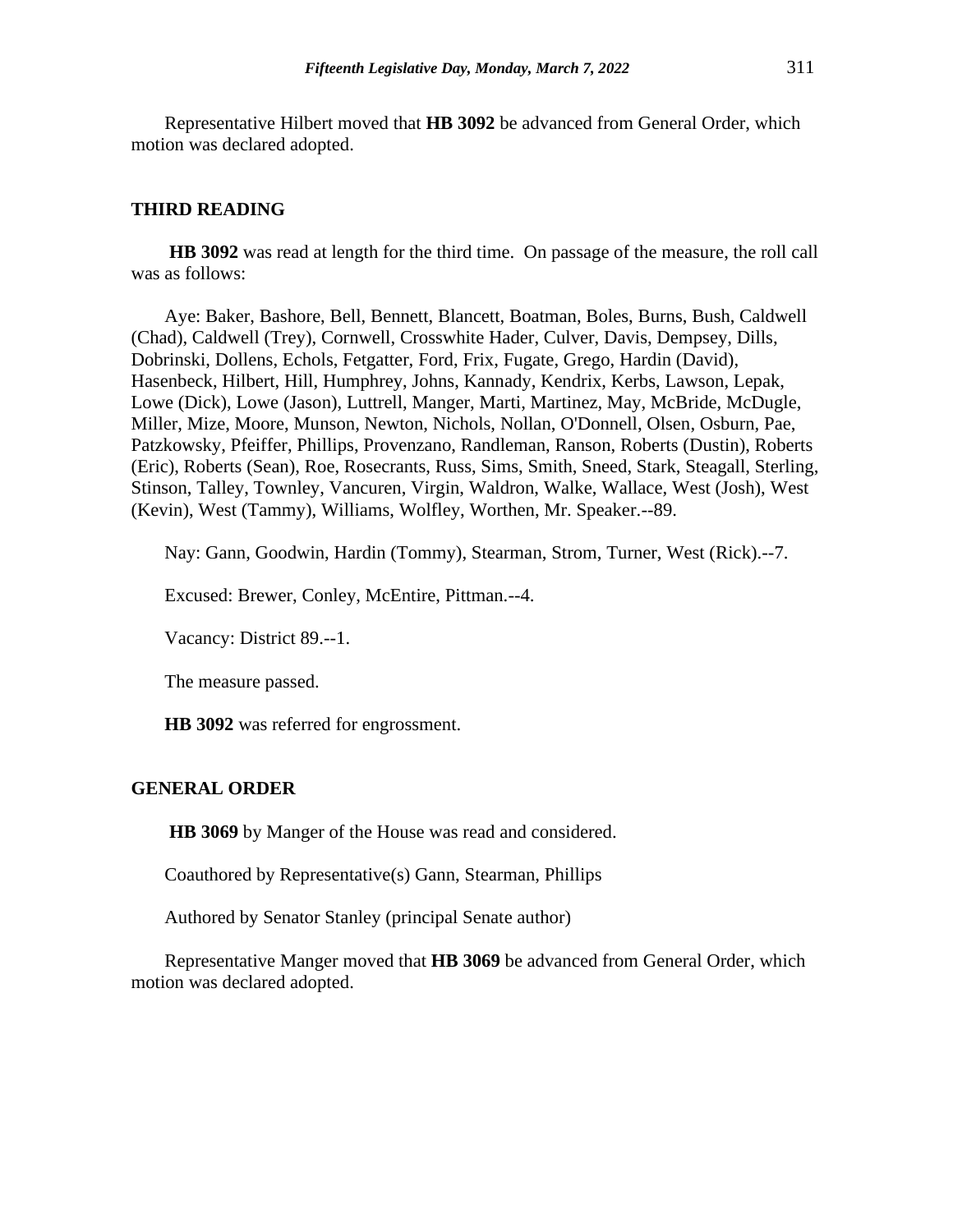Representative Hilbert moved that **HB 3092** be advanced from General Order, which motion was declared adopted.

## THIRD READING

**HB 3092** was read at length for the third time. On passage of the measure, the roll call was as follows:

Aye: Baker, Bashore, Bell, Bennett, Blancett, Boatman, Boles, Burns, Bush, Caldwell (Chad), Caldwell (Trey), Cornwell, Crosswhite Hader, Culver, Davis, Dempsey, Dills, Dobrinski, Dollens, Echols, Fetgatter, Ford, Frix, Fugate, Grego, Hardin (David), Hasenbeck, Hilbert, Hill, Humphrey, Johns, Kannady, Kendrix, Kerbs, Lawson, Lepak, Lowe (Dick), Lowe (Jason), Luttrell, Manger, Marti, Martinez, May, McBride, McDugle, Miller, Mize, Moore, Munson, Newton, Nichols, Nollan, O'Donnell, Olsen, Osburn, Pae, Patzkowsky, Pfeiffer, Phillips, Provenzano, Randleman, Ranson, Roberts (Dustin), Roberts (Eric), Roberts (Sean), Roe, Rosecrants, Russ, Sims, Smith, Sneed, Stark, Steagall, Sterling, Stinson, Talley, Townley, Vancuren, Virgin, Waldron, Walke, Wallace, West (Josh), West (Kevin), West (Tammy), Williams, Wolfley, Worthen, Mr. Speaker.--89.

Nay: Gann, Goodwin, Hardin (Tommy), Stearman, Strom, Turner, West (Rick).--7.

Excused: Brewer, Conley, McEntire, Pittman.--4.

Vacancy: District 89.--1.

The measure passed.

**HB 3092** was referred for engrossment.

## GENERAL ORDER

**HB 3069** by Manger of the House was read and considered.

Coauthored by Representative(s) Gann, Stearman, Phillips

Authored by Senator Stanley (principal Senate author)

Representative Manger moved that **HB 3069** be advanced from General Order, which motion was declared adopted.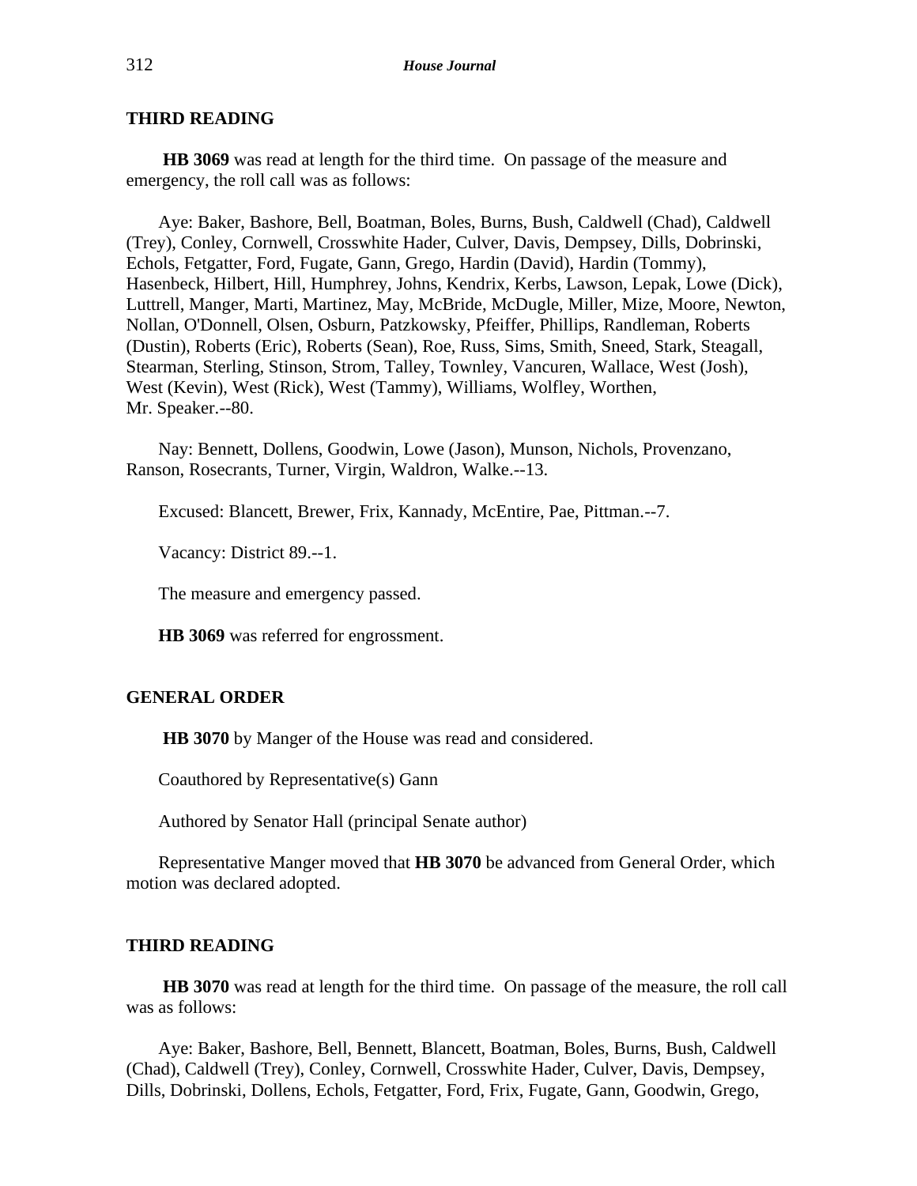## THIRD READING

**HB 3069** was read at length for the third time. On passage of the measure and emergency, the roll call was as follows:

Aye: Baker, Bashore, Bell, Boatman, Boles, Burns, Bush, Caldwell (Chad), Caldwell (Trey), Conley, Cornwell, Crosswhite Hader, Culver, Davis, Dempsey, Dills, Dobrinski, Echols, Fetgatter, Ford, Fugate, Gann, Grego, Hardin (David), Hardin (Tommy), Hasenbeck, Hilbert, Hill, Humphrey, Johns, Kendrix, Kerbs, Lawson, Lepak, Lowe (Dick), Luttrell, Manger, Marti, Martinez, May, McBride, McDugle, Miller, Mize, Moore, Newton, Nollan, O'Donnell, Olsen, Osburn, Patzkowsky, Pfeiffer, Phillips, Randleman, Roberts (Dustin), Roberts (Eric), Roberts (Sean), Roe, Russ, Sims, Smith, Sneed, Stark, Steagall, Stearman, Sterling, Stinson, Strom, Talley, Townley, Vancuren, Wallace, West (Josh), West (Kevin), West (Rick), West (Tammy), Williams, Wolfley, Worthen, Mr. Speaker.--80.

Nay: Bennett, Dollens, Goodwin, Lowe (Jason), Munson, Nichols, Provenzano, Ranson, Rosecrants, Turner, Virgin, Waldron, Walke.--13.

Excused: Blancett, Brewer, Frix, Kannady, McEntire, Pae, Pittman.--7.

Vacancy: District 89.--1.

The measure and emergency passed.

**HB 3069** was referred for engrossment.

## GENERAL ORDER

**HB 3070** by Manger of the House was read and considered.

Coauthored by Representative(s) Gann

Authored by Senator Hall (principal Senate author)

Representative Manger moved that **HB 3070** be advanced from General Order, which motion was declared adopted.

## THIRD READING

**HB 3070** was read at length for the third time. On passage of the measure, the roll call was as follows:

Aye: Baker, Bashore, Bell, Bennett, Blancett, Boatman, Boles, Burns, Bush, Caldwell (Chad), Caldwell (Trey), Conley, Cornwell, Crosswhite Hader, Culver, Davis, Dempsey, Dills, Dobrinski, Dollens, Echols, Fetgatter, Ford, Frix, Fugate, Gann, Goodwin, Grego,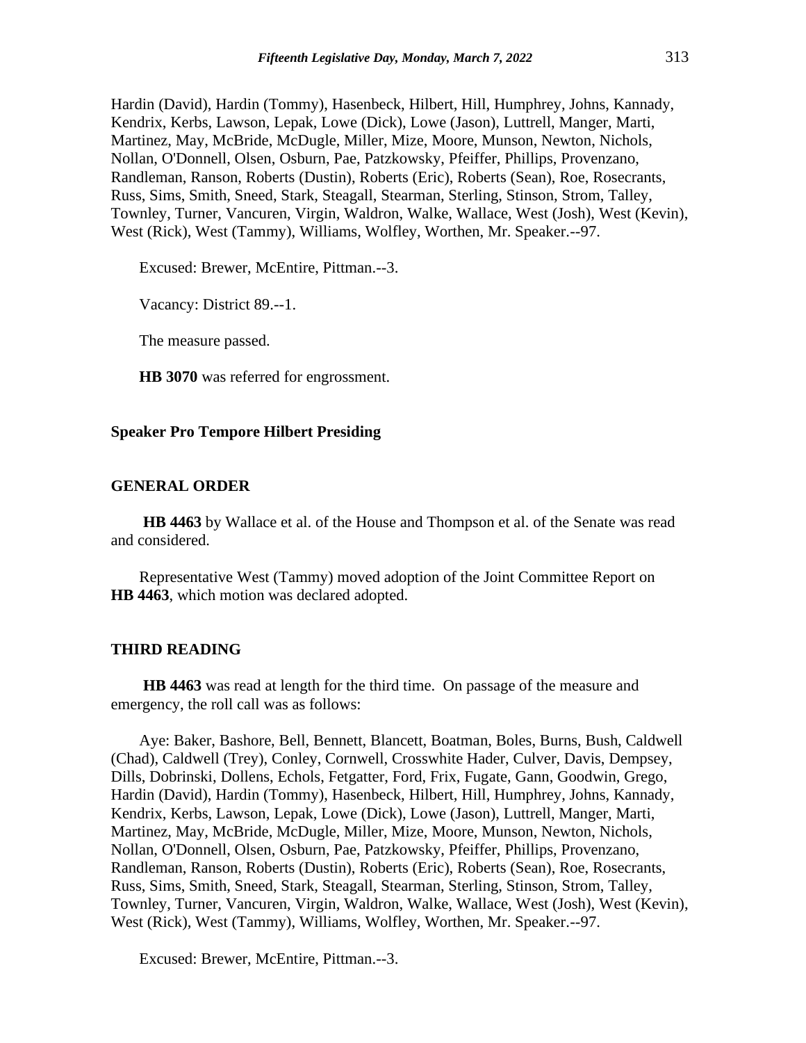Hardin (David), Hardin (Tommy), Hasenbeck, Hilbert, Hill, Humphrey, Johns, Kannady, Kendrix, Kerbs, Lawson, Lepak, Lowe (Dick), Lowe (Jason), Luttrell, Manger, Marti, Martinez, May, McBride, McDugle, Miller, Mize, Moore, Munson, Newton, Nichols, Nollan, O'Donnell, Olsen, Osburn, Pae, Patzkowsky, Pfeiffer, Phillips, Provenzano, Randleman, Ranson, Roberts (Dustin), Roberts (Eric), Roberts (Sean), Roe, Rosecrants, Russ, Sims, Smith, Sneed, Stark, Steagall, Stearman, Sterling, Stinson, Strom, Talley, Townley, Turner, Vancuren, Virgin, Waldron, Walke, Wallace, West (Josh), West (Kevin), West (Rick), West (Tammy), Williams, Wolfley, Worthen, Mr. Speaker.--97.

Excused: Brewer, McEntire, Pittman.--3.

Vacancy: District 89.--1.

The measure passed.

**HB 3070** was referred for engrossment.

**Speaker Pro Tempore Hilbert Presiding**

**GENERAL ORDER**

**HB 4463** by Wallace et al. of the House and Thompson et al. of the Senate was read and considered.

Representative West (Tammy) moved adoption of the Joint Committee Report on **HB 4463**, which motion was declared adopted.

**THIRD READING**

**HB 4463** was read at length for the third time. On passage of the measure and emergency, the roll call was as follows:

Aye: Baker, Bashore, Bell, Bennett, Blancett, Boatman, Boles, Burns, Bush, Caldwell (Chad), Caldwell (Trey), Conley, Cornwell, Crosswhite Hader, Culver, Davis, Dempsey, Dills, Dobrinski, Dollens, Echols, Fetgatter, Ford, Frix, Fugate, Gann, Goodwin, Grego, Hardin (David), Hardin (Tommy), Hasenbeck, Hilbert, Hill, Humphrey, Johns, Kannady, Kendrix, Kerbs, Lawson, Lepak, Lowe (Dick), Lowe (Jason), Luttrell, Manger, Marti, Martinez, May, McBride, McDugle, Miller, Mize, Moore, Munson, Newton, Nichols, Nollan, O'Donnell, Olsen, Osburn, Pae, Patzkowsky, Pfeiffer, Phillips, Provenzano, Randleman, Ranson, Roberts (Dustin), Roberts (Eric), Roberts (Sean), Roe, Rosecrants, Russ, Sims, Smith, Sneed, Stark, Steagall, Stearman, Sterling, Stinson, Strom, Talley, Townley, Turner, Vancuren, Virgin, Waldron, Walke, Wallace, West (Josh), West (Kevin), West (Rick), West (Tammy), Williams, Wolfley, Worthen, Mr. Speaker.--97.

Excused: Brewer, McEntire, Pittman.--3.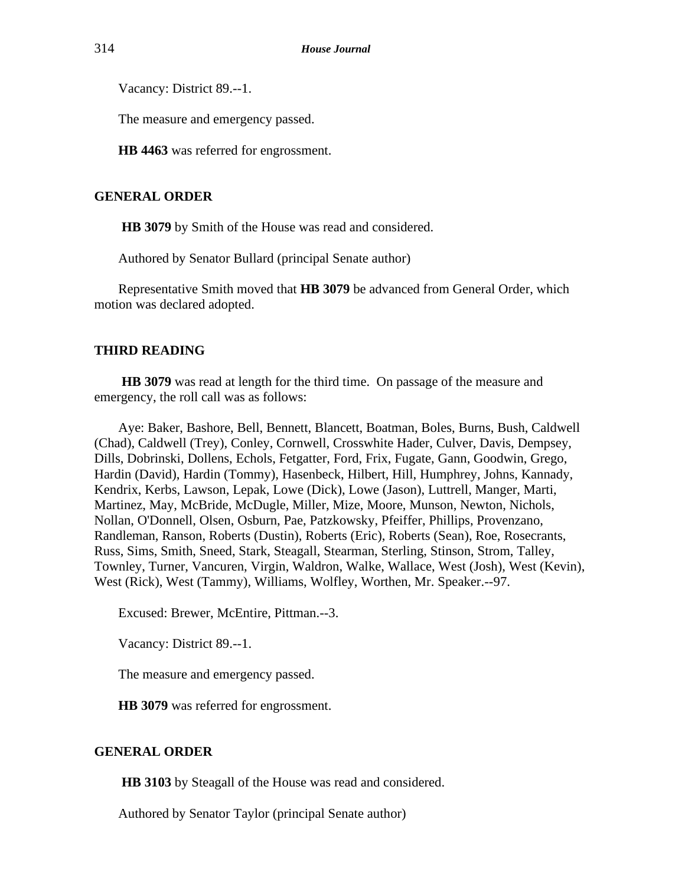Vacancy: District 89.--1.

The measure and emergency passed.

**HB 4463** was referred for engrossment.

## GENERAL ORDER

**HB 3079** by Smith of the House was read and considered.

Authored by Senator Bullard (principal Senate author)

Representative Smith moved that **HB 3079** be advanced from General Order, which motion was declared adopted.

## THIRD READING

**HB 3079** was read at length for the third time. On passage of the measure and emergency, the roll call was as follows:

Aye: Baker, Bashore, Bell, Bennett, Blancett, Boatman, Boles, Burns, Bush, Caldwell (Chad), Caldwell (Trey), Conley, Cornwell, Crosswhite Hader, Culver, Davis, Dempsey, Dills, Dobrinski, Dollens, Echols, Fetgatter, Ford, Frix, Fugate, Gann, Goodwin, Grego, Hardin (David), Hardin (Tommy), Hasenbeck, Hilbert, Hill, Humphrey, Johns, Kannady, Kendrix, Kerbs, Lawson, Lepak, Lowe (Dick), Lowe (Jason), Luttrell, Manger, Marti, Martinez, May, McBride, McDugle, Miller, Mize, Moore, Munson, Newton, Nichols, Nollan, O'Donnell, Olsen, Osburn, Pae, Patzkowsky, Pfeiffer, Phillips, Provenzano, Randleman, Ranson, Roberts (Dustin), Roberts (Eric), Roberts (Sean), Roe, Rosecrants, Russ, Sims, Smith, Sneed, Stark, Steagall, Stearman, Sterling, Stinson, Strom, Talley, Townley, Turner, Vancuren, Virgin, Waldron, Walke, Wallace, West (Josh), West (Kevin), West (Rick), West (Tammy), Williams, Wolfley, Worthen, Mr. Speaker.--97.

Excused: Brewer, McEntire, Pittman.--3.

Vacancy: District 89.--1.

The measure and emergency passed.

**HB 3079** was referred for engrossment.

## GENERAL ORDER

**HB 3103** by Steagall of the House was read and considered.

Authored by Senator Taylor (principal Senate author)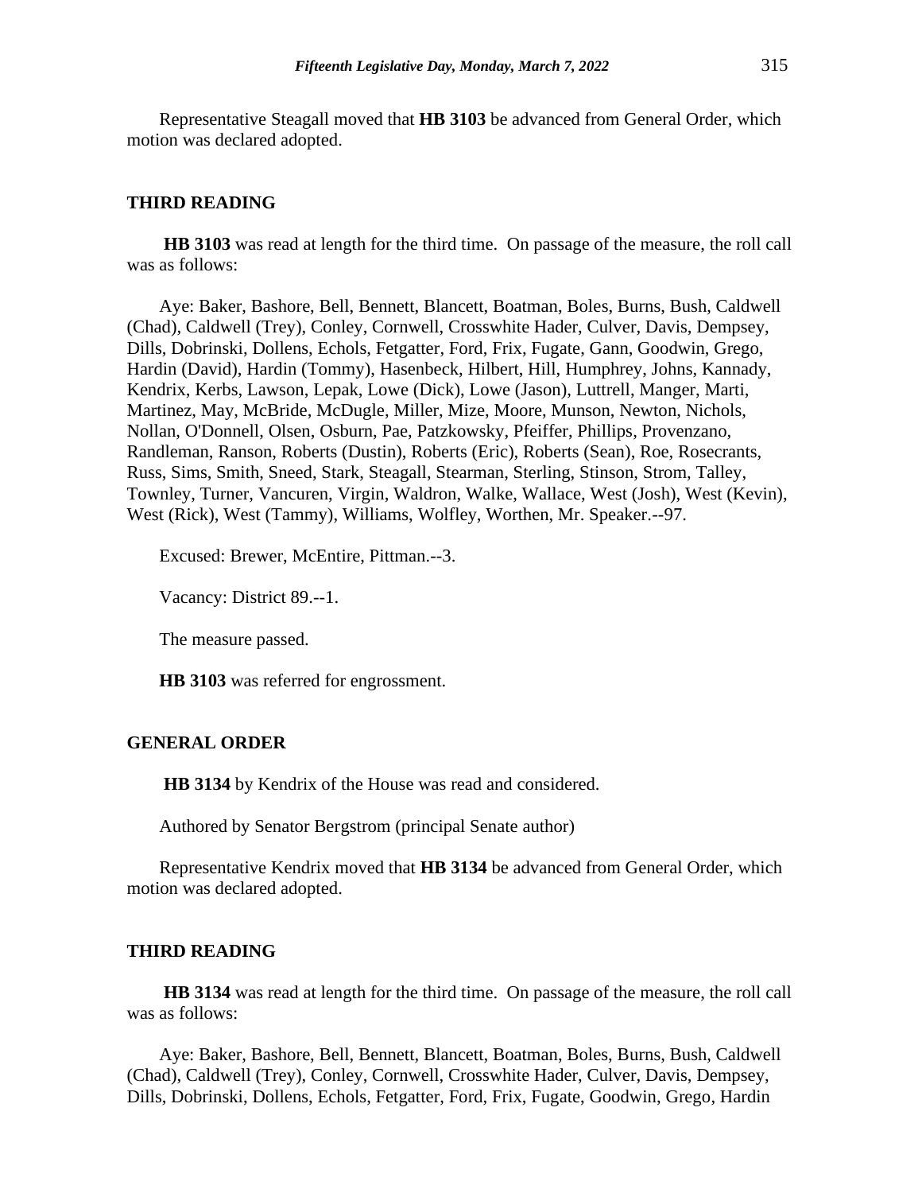Representative Steagall moved that **HB 3103** be advanced from General Order, which motion was declared adopted.

## THIRD READING

**HB 3103** was read at length for the third time. On passage of the measure, the roll call was as follows:

Aye: Baker, Bashore, Bell, Bennett, Blancett, Boatman, Boles, Burns, Bush, Caldwell (Chad), Caldwell (Trey), Conley, Cornwell, Crosswhite Hader, Culver, Davis, Dempsey, Dills, Dobrinski, Dollens, Echols, Fetgatter, Ford, Frix, Fugate, Gann, Goodwin, Grego, Hardin (David), Hardin (Tommy), Hasenbeck, Hilbert, Hill, Humphrey, Johns, Kannady, Kendrix, Kerbs, Lawson, Lepak, Lowe (Dick), Lowe (Jason), Luttrell, Manger, Marti, Martinez, May, McBride, McDugle, Miller, Mize, Moore, Munson, Newton, Nichols, Nollan, O'Donnell, Olsen, Osburn, Pae, Patzkowsky, Pfeiffer, Phillips, Provenzano, Randleman, Ranson, Roberts (Dustin), Roberts (Eric), Roberts (Sean), Roe, Rosecrants, Russ, Sims, Smith, Sneed, Stark, Steagall, Stearman, Sterling, Stinson, Strom, Talley, Townley, Turner, Vancuren, Virgin, Waldron, Walke, Wallace, West (Josh), West (Kevin), West (Rick), West (Tammy), Williams, Wolfley, Worthen, Mr. Speaker.--97.

Excused: Brewer, McEntire, Pittman.--3.

Vacancy: District 89.--1.

The measure passed.

**HB 3103** was referred for engrossment.

## GENERAL ORDER

**HB 3134** by Kendrix of the House was read and considered.

Authored by Senator Bergstrom (principal Senate author)

Representative Kendrix moved that **HB 3134** be advanced from General Order, which motion was declared adopted.

## THIRD READING

**HB 3134** was read at length for the third time. On passage of the measure, the roll call was as follows:

Aye: Baker, Bashore, Bell, Bennett, Blancett, Boatman, Boles, Burns, Bush, Caldwell (Chad), Caldwell (Trey), Conley, Cornwell, Crosswhite Hader, Culver, Davis, Dempsey, Dills, Dobrinski, Dollens, Echols, Fetgatter, Ford, Frix, Fugate, Goodwin, Grego, Hardin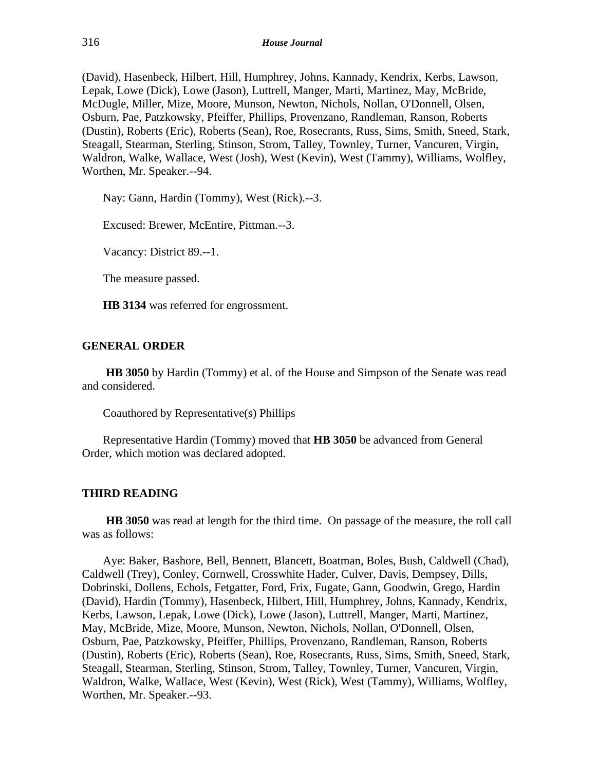(David), Hasenbeck, Hilbert, Hill, Humphrey, Johns, Kannady, Kendrix, Kerbs, Lawson, Lepak, Lowe (Dick), Lowe (Jason), Luttrell, Manger, Marti, Martinez, May, McBride, McDugle, Miller, Mize, Moore, Munson, Newton, Nichols, Nollan, O'Donnell, Olsen, Osburn, Pae, Patzkowsky, Pfeiffer, Phillips, Provenzano, Randleman, Ranson, Roberts (Dustin), Roberts (Eric), Roberts (Sean), Roe, Rosecrants, Russ, Sims, Smith, Sneed, Stark, Steagall, Stearman, Sterling, Stinson, Strom, Talley, Townley, Turner, Vancuren, Virgin, Waldron, Walke, Wallace, West (Josh), West (Kevin), West (Tammy), Williams, Wolfley, Worthen, Mr. Speaker.--94.

Nay: Gann, Hardin (Tommy), West (Rick).--3.

Excused: Brewer, McEntire, Pittman.--3.

Vacancy: District 89.--1.

The measure passed.

**HB 3134** was referred for engrossment.

## GENERAL ORDER

**HB 3050** by Hardin (Tommy) et al. of the House and Simpson of the Senate was read and considered.

Coauthored by Representative(s) Phillips

Representative Hardin (Tommy) moved that **HB 3050** be advanced from General Order, which motion was declared adopted.

## THIRD READING

**HB 3050** was read at length for the third time. On passage of the measure, the roll call was as follows:

Aye: Baker, Bashore, Bell, Bennett, Blancett, Boatman, Boles, Bush, Caldwell (Chad), Caldwell (Trey), Conley, Cornwell, Crosswhite Hader, Culver, Davis, Dempsey, Dills, Dobrinski, Dollens, Echols, Fetgatter, Ford, Frix, Fugate, Gann, Goodwin, Grego, Hardin (David), Hardin (Tommy), Hasenbeck, Hilbert, Hill, Humphrey, Johns, Kannady, Kendrix, Kerbs, Lawson, Lepak, Lowe (Dick), Lowe (Jason), Luttrell, Manger, Marti, Martinez, May, McBride, Mize, Moore, Munson, Newton, Nichols, Nollan, O'Donnell, Olsen, Osburn, Pae, Patzkowsky, Pfeiffer, Phillips, Provenzano, Randleman, Ranson, Roberts (Dustin), Roberts (Eric), Roberts (Sean), Roe, Rosecrants, Russ, Sims, Smith, Sneed, Stark, Steagall, Stearman, Sterling, Stinson, Strom, Talley, Townley, Turner, Vancuren, Virgin, Waldron, Walke, Wallace, West (Kevin), West (Rick), West (Tammy), Williams, Wolfley, Worthen, Mr. Speaker.--93.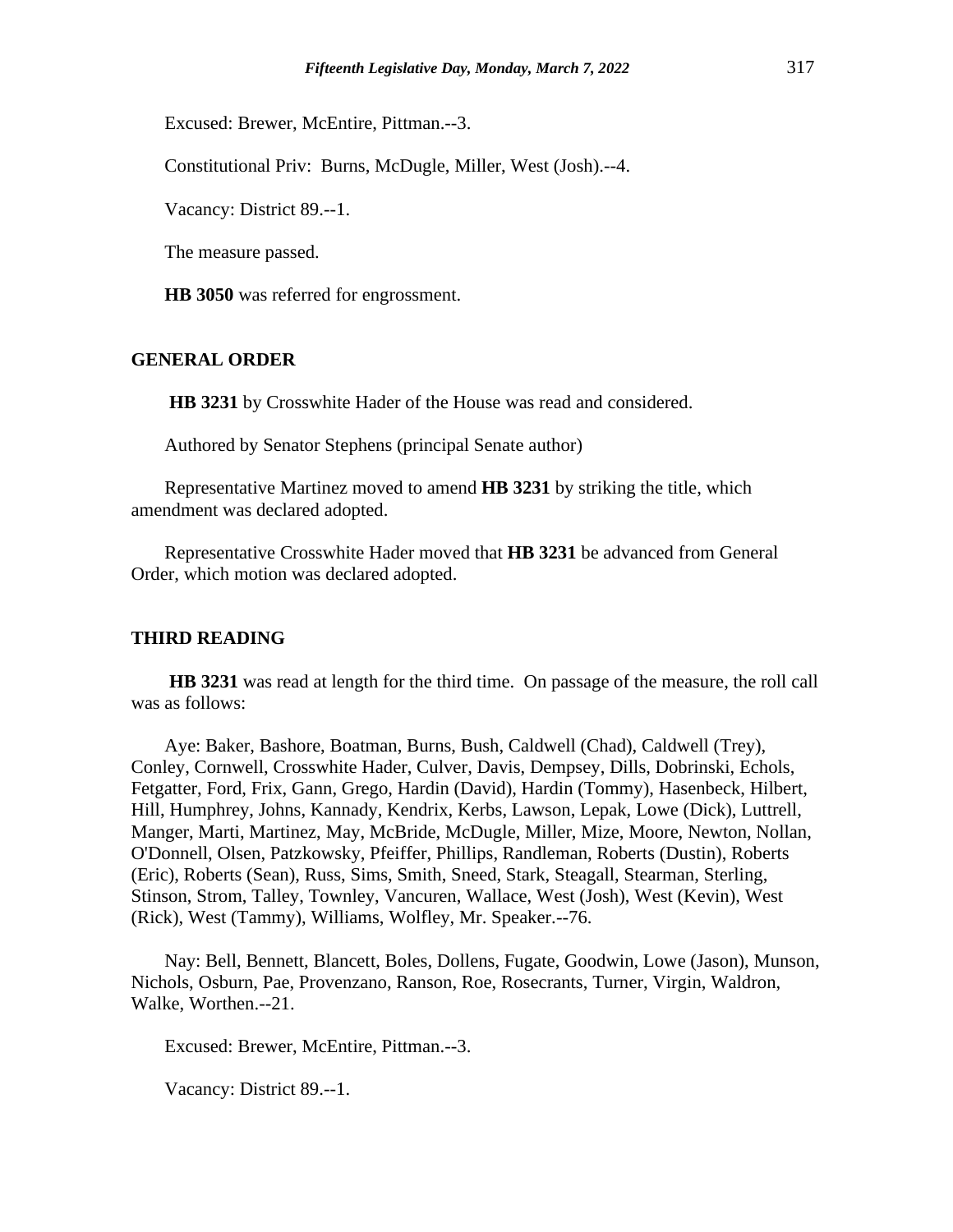Excused: Brewer, McEntire, Pittman.--3.

Constitutional Priv: Burns, McDugle, Miller, West (Josh).--4.

Vacancy: District 89.--1.

The measure passed.

**HB 3050** was referred for engrossment.

## GENERAL ORDER

**HB 3231** by Crosswhite Hader of the House was read and considered.

Authored by Senator Stephens (principal Senate author)

Representative Martinez moved to amend **HB 3231** by striking the title, which amendment was declared adopted.

Representative Crosswhite Hader moved that **HB 3231** be advanced from General Order, which motion was declared adopted.

## THIRD READING

**HB 3231** was read at length for the third time. On passage of the measure, the roll call was as follows:

Aye: Baker, Bashore, Boatman, Burns, Bush, Caldwell (Chad), Caldwell (Trey), Conley, Cornwell, Crosswhite Hader, Culver, Davis, Dempsey, Dills, Dobrinski, Echols, Fetgatter, Ford, Frix, Gann, Grego, Hardin (David), Hardin (Tommy), Hasenbeck, Hilbert, Hill, Humphrey, Johns, Kannady, Kendrix, Kerbs, Lawson, Lepak, Lowe (Dick), Luttrell, Manger, Marti, Martinez, May, McBride, McDugle, Miller, Mize, Moore, Newton, Nollan, O'Donnell, Olsen, Patzkowsky, Pfeiffer, Phillips, Randleman, Roberts (Dustin), Roberts (Eric), Roberts (Sean), Russ, Sims, Smith, Sneed, Stark, Steagall, Stearman, Sterling, Stinson, Strom, Talley, Townley, Vancuren, Wallace, West (Josh), West (Kevin), West (Rick), West (Tammy), Williams, Wolfley, Mr. Speaker.--76.

Nay: Bell, Bennett, Blancett, Boles, Dollens, Fugate, Goodwin, Lowe (Jason), Munson, Nichols, Osburn, Pae, Provenzano, Ranson, Roe, Rosecrants, Turner, Virgin, Waldron, Walke, Worthen.--21.

Excused: Brewer, McEntire, Pittman.--3.

Vacancy: District 89.--1.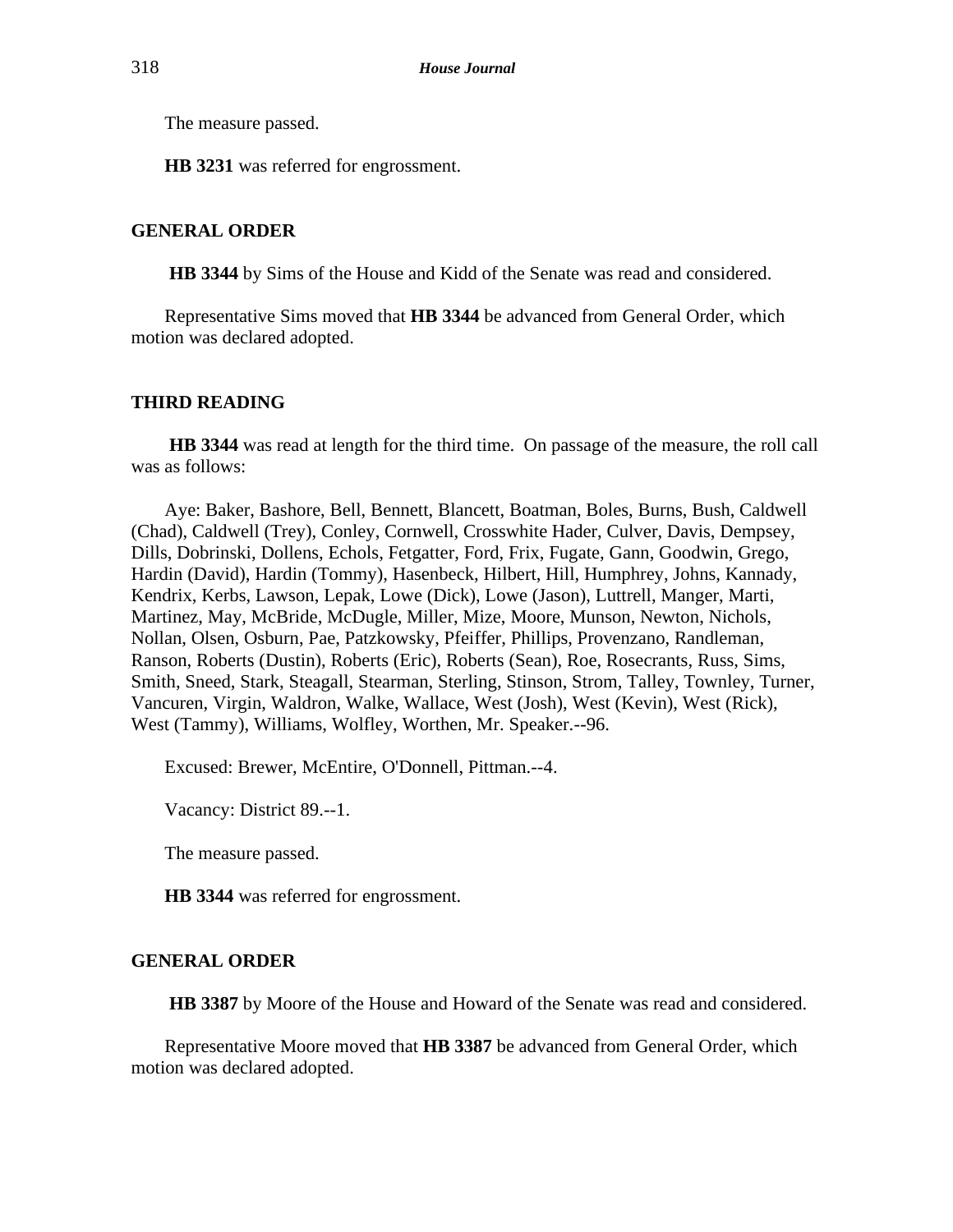The measure passed.

**HB 3231** was referred for engrossment.

## GENERAL ORDER

**HB 3344** by Sims of the House and Kidd of the Senate was read and considered.

Representative Sims moved that **HB 3344** be advanced from General Order, which motion was declared adopted.

## THIRD READING

**HB 3344** was read at length for the third time. On passage of the measure, the roll call was as follows:

Aye: Baker, Bashore, Bell, Bennett, Blancett, Boatman, Boles, Burns, Bush, Caldwell (Chad), Caldwell (Trey), Conley, Cornwell, Crosswhite Hader, Culver, Davis, Dempsey, Dills, Dobrinski, Dollens, Echols, Fetgatter, Ford, Frix, Fugate, Gann, Goodwin, Grego, Hardin (David), Hardin (Tommy), Hasenbeck, Hilbert, Hill, Humphrey, Johns, Kannady, Kendrix, Kerbs, Lawson, Lepak, Lowe (Dick), Lowe (Jason), Luttrell, Manger, Marti, Martinez, May, McBride, McDugle, Miller, Mize, Moore, Munson, Newton, Nichols, Nollan, Olsen, Osburn, Pae, Patzkowsky, Pfeiffer, Phillips, Provenzano, Randleman, Ranson, Roberts (Dustin), Roberts (Eric), Roberts (Sean), Roe, Rosecrants, Russ, Sims, Smith, Sneed, Stark, Steagall, Stearman, Sterling, Stinson, Strom, Talley, Townley, Turner, Vancuren, Virgin, Waldron, Walke, Wallace, West (Josh), West (Kevin), West (Rick), West (Tammy), Williams, Wolfley, Worthen, Mr. Speaker.--96.

Excused: Brewer, McEntire, O'Donnell, Pittman.--4.

Vacancy: District 89.--1.

The measure passed.

**HB 3344** was referred for engrossment.

## GENERAL ORDER

**HB 3387** by Moore of the House and Howard of the Senate was read and considered.

Representative Moore moved that **HB 3387** be advanced from General Order, which motion was declared adopted.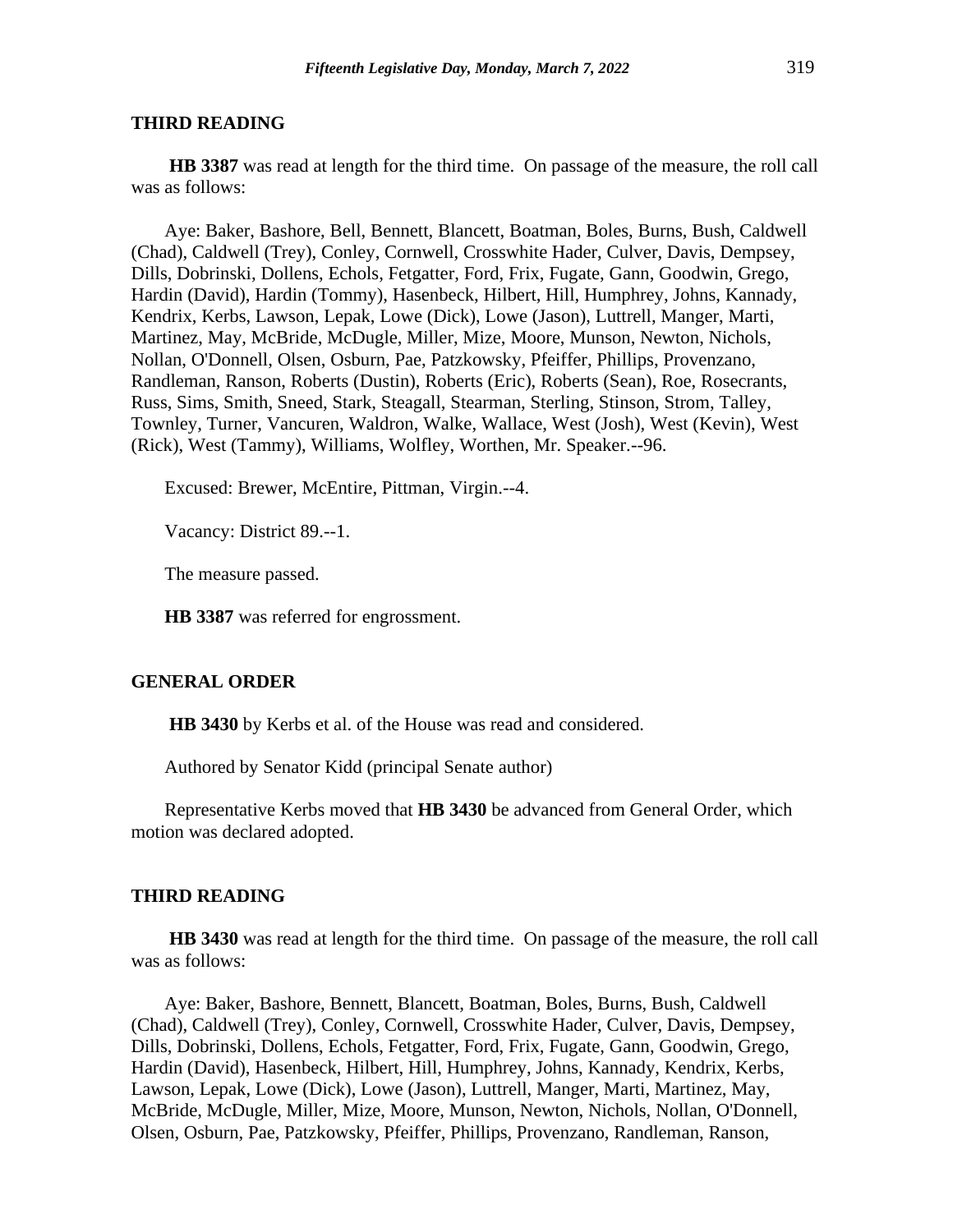## THIRD READING

**HB 3387** was read at length for the third time. On passage of the measure, the roll call was as follows:

Aye: Baker, Bashore, Bell, Bennett, Blancett, Boatman, Boles, Burns, Bush, Caldwell (Chad), Caldwell (Trey), Conley, Cornwell, Crosswhite Hader, Culver, Davis, Dempsey, Dills, Dobrinski, Dollens, Echols, Fetgatter, Ford, Frix, Fugate, Gann, Goodwin, Grego, Hardin (David), Hardin (Tommy), Hasenbeck, Hilbert, Hill, Humphrey, Johns, Kannady, Kendrix, Kerbs, Lawson, Lepak, Lowe (Dick), Lowe (Jason), Luttrell, Manger, Marti, Martinez, May, McBride, McDugle, Miller, Mize, Moore, Munson, Newton, Nichols, Nollan, O'Donnell, Olsen, Osburn, Pae, Patzkowsky, Pfeiffer, Phillips, Provenzano, Randleman, Ranson, Roberts (Dustin), Roberts (Eric), Roberts (Sean), Roe, Rosecrants, Russ, Sims, Smith, Sneed, Stark, Steagall, Stearman, Sterling, Stinson, Strom, Talley, Townley, Turner, Vancuren, Waldron, Walke, Wallace, West (Josh), West (Kevin), West (Rick), West (Tammy), Williams, Wolfley, Worthen, Mr. Speaker.--96.

Excused: Brewer, McEntire, Pittman, Virgin.--4.

Vacancy: District 89.--1.

The measure passed.

**HB 3387** was referred for engrossment.

## GENERAL ORDER

**HB 3430** by Kerbs et al. of the House was read and considered.

Authored by Senator Kidd (principal Senate author)

Representative Kerbs moved that **HB 3430** be advanced from General Order, which motion was declared adopted.

## THIRD READING

**HB 3430** was read at length for the third time. On passage of the measure, the roll call was as follows:

Aye: Baker, Bashore, Bennett, Blancett, Boatman, Boles, Burns, Bush, Caldwell (Chad), Caldwell (Trey), Conley, Cornwell, Crosswhite Hader, Culver, Davis, Dempsey, Dills, Dobrinski, Dollens, Echols, Fetgatter, Ford, Frix, Fugate, Gann, Goodwin, Grego, Hardin (David), Hasenbeck, Hilbert, Hill, Humphrey, Johns, Kannady, Kendrix, Kerbs, Lawson, Lepak, Lowe (Dick), Lowe (Jason), Luttrell, Manger, Marti, Martinez, May, McBride, McDugle, Miller, Mize, Moore, Munson, Newton, Nichols, Nollan, O'Donnell, Olsen, Osburn, Pae, Patzkowsky, Pfeiffer, Phillips, Provenzano, Randleman, Ranson,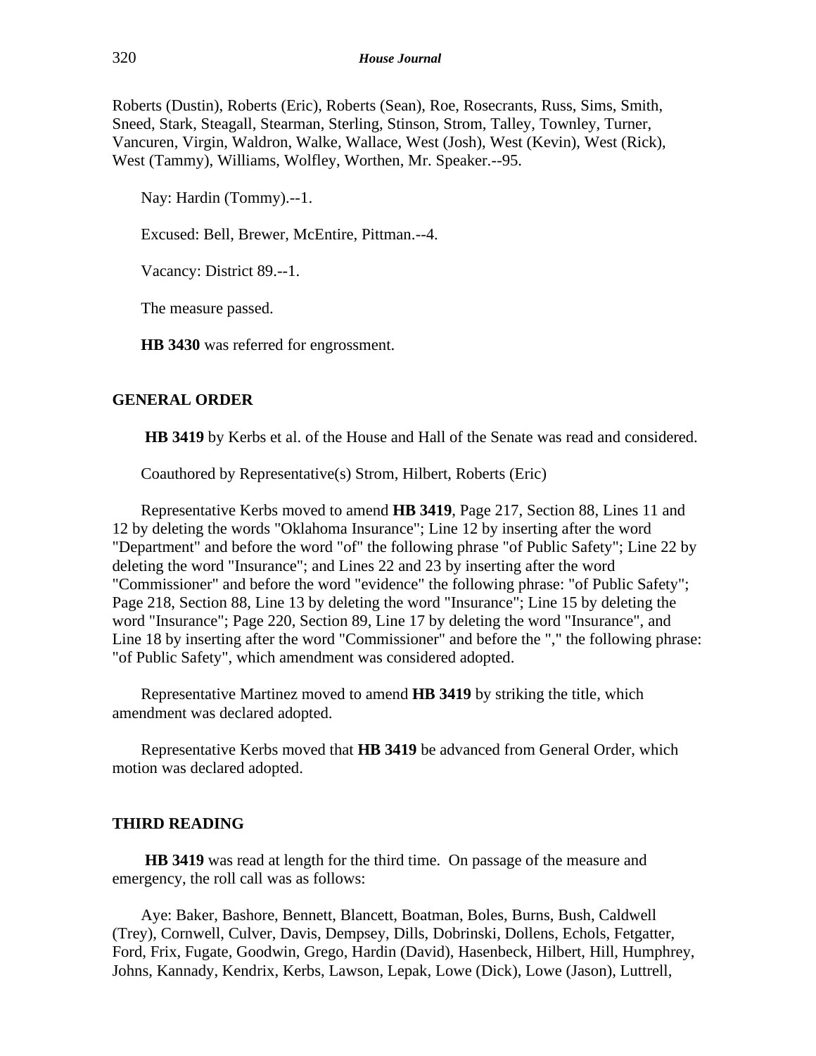Roberts (Dustin), Roberts (Eric), Roberts (Sean), Roe, Rosecrants, Russ, Sims, Smith, Sneed, Stark, Steagall, Stearman, Sterling, Stinson, Strom, Talley, Townley, Turner, Vancuren, Virgin, Waldron, Walke, Wallace, West (Josh), West (Kevin), West (Rick), West (Tammy), Williams, Wolfley, Worthen, Mr. Speaker.--95.

Nay: Hardin (Tommy).--1.

Excused: Bell, Brewer, McEntire, Pittman.--4.

Vacancy: District 89.--1.

The measure passed.

**HB 3430** was referred for engrossment.

## GENERAL ORDER

**HB 3419** by Kerbs et al. of the House and Hall of the Senate was read and considered.

Coauthored by Representative(s) Strom, Hilbert, Roberts (Eric)

Representative Kerbs moved to amend **HB 3419**, Page 217, Section 88, Lines 11 and 12 by deleting the words "Oklahoma Insurance"; Line 12 by inserting after the word "Department" and before the word "of" the following phrase "of Public Safety"; Line 22 by deleting the word "Insurance"; and Lines 22 and 23 by inserting after the word "Commissioner" and before the word "evidence" the following phrase: "of Public Safety"; Page 218, Section 88, Line 13 by deleting the word "Insurance"; Line 15 by deleting the word "Insurance"; Page 220, Section 89, Line 17 by deleting the word "Insurance", and Line 18 by inserting after the word "Commissioner" and before the "," the following phrase: "of Public Safety", which amendment was considered adopted.

Representative Martinez moved to amend **HB 3419** by striking the title, which amendment was declared adopted.

Representative Kerbs moved that **HB 3419** be advanced from General Order, which motion was declared adopted.

## THIRD READING

**HB 3419** was read at length for the third time. On passage of the measure and emergency, the roll call was as follows:

Aye: Baker, Bashore, Bennett, Blancett, Boatman, Boles, Burns, Bush, Caldwell (Trey), Cornwell, Culver, Davis, Dempsey, Dills, Dobrinski, Dollens, Echols, Fetgatter, Ford, Frix, Fugate, Goodwin, Grego, Hardin (David), Hasenbeck, Hilbert, Hill, Humphrey, Johns, Kannady, Kendrix, Kerbs, Lawson, Lepak, Lowe (Dick), Lowe (Jason), Luttrell,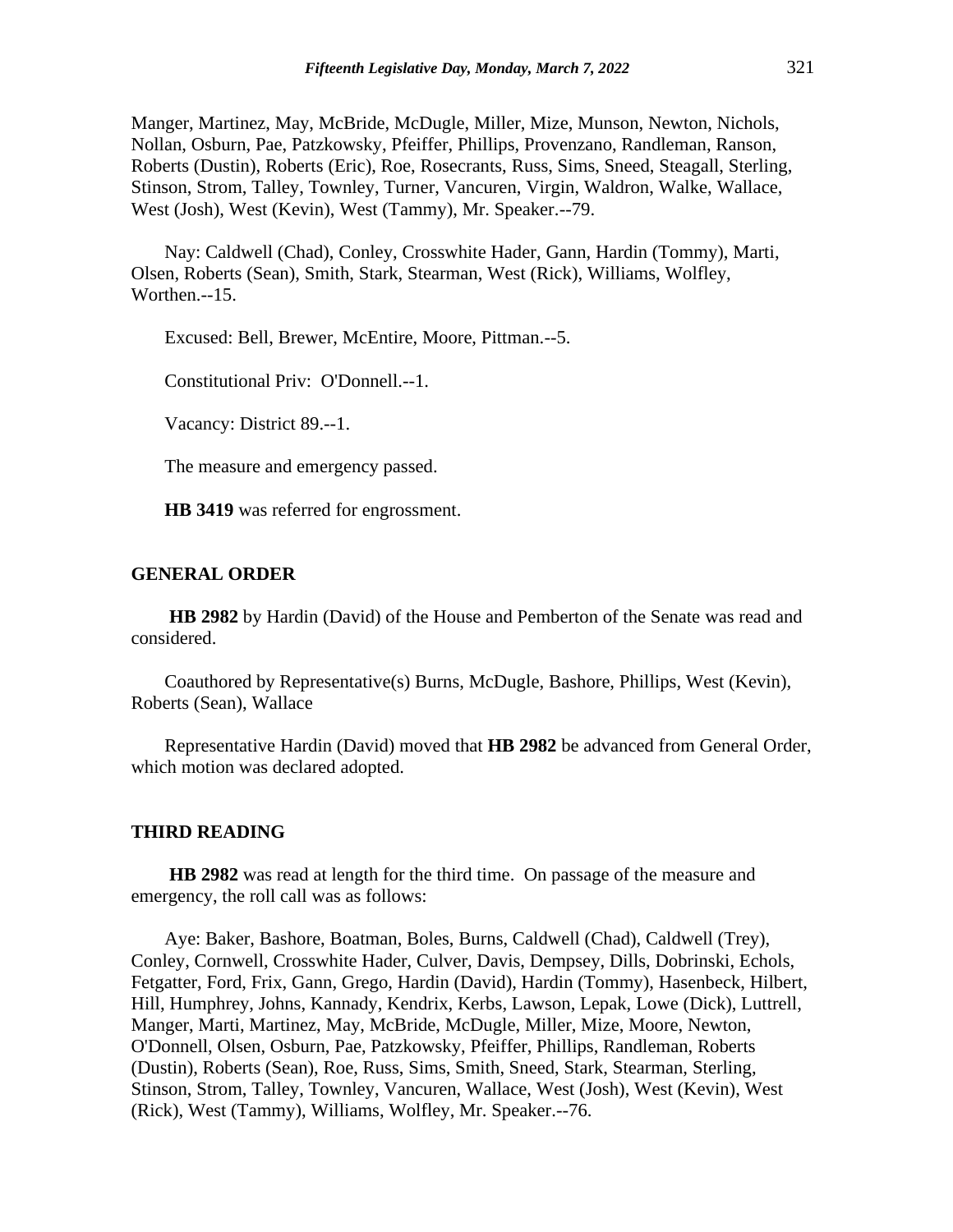Manger, Martinez, May, McBride, McDugle, Miller, Mize, Munson, Newton, Nichols, Nollan, Osburn, Pae, Patzkowsky, Pfeiffer, Phillips, Provenzano, Randleman, Ranson, Roberts (Dustin), Roberts (Eric), Roe, Rosecrants, Russ, Sims, Sneed, Steagall, Sterling, Stinson, Strom, Talley, Townley, Turner, Vancuren, Virgin, Waldron, Walke, Wallace, West (Josh), West (Kevin), West (Tammy), Mr. Speaker.--79.

Nay: Caldwell (Chad), Conley, Crosswhite Hader, Gann, Hardin (Tommy), Marti, Olsen, Roberts (Sean), Smith, Stark, Stearman, West (Rick), Williams, Wolfley, Worthen.--15.

Excused: Bell, Brewer, McEntire, Moore, Pittman.--5.

Constitutional Priv: O'Donnell.--1.

Vacancy: District 89.--1.

The measure and emergency passed.

**HB 3419** was referred for engrossment.

## GENERAL ORDER

**HB 2982** by Hardin (David) of the House and Pemberton of the Senate was read and considered.

Coauthored by Representative(s) Burns, McDugle, Bashore, Phillips, West (Kevin), Roberts (Sean), Wallace

Representative Hardin (David) moved that **HB 2982** be advanced from General Order, which motion was declared adopted.

## THIRD READING

**HB 2982** was read at length for the third time. On passage of the measure and emergency, the roll call was as follows:

Aye: Baker, Bashore, Boatman, Boles, Burns, Caldwell (Chad), Caldwell (Trey), Conley, Cornwell, Crosswhite Hader, Culver, Davis, Dempsey, Dills, Dobrinski, Echols, Fetgatter, Ford, Frix, Gann, Grego, Hardin (David), Hardin (Tommy), Hasenbeck, Hilbert, Hill, Humphrey, Johns, Kannady, Kendrix, Kerbs, Lawson, Lepak, Lowe (Dick), Luttrell, Manger, Marti, Martinez, May, McBride, McDugle, Miller, Mize, Moore, Newton, O'Donnell, Olsen, Osburn, Pae, Patzkowsky, Pfeiffer, Phillips, Randleman, Roberts (Dustin), Roberts (Sean), Roe, Russ, Sims, Smith, Sneed, Stark, Stearman, Sterling, Stinson, Strom, Talley, Townley, Vancuren, Wallace, West (Josh), West (Kevin), West (Rick), West (Tammy), Williams, Wolfley, Mr. Speaker.--76.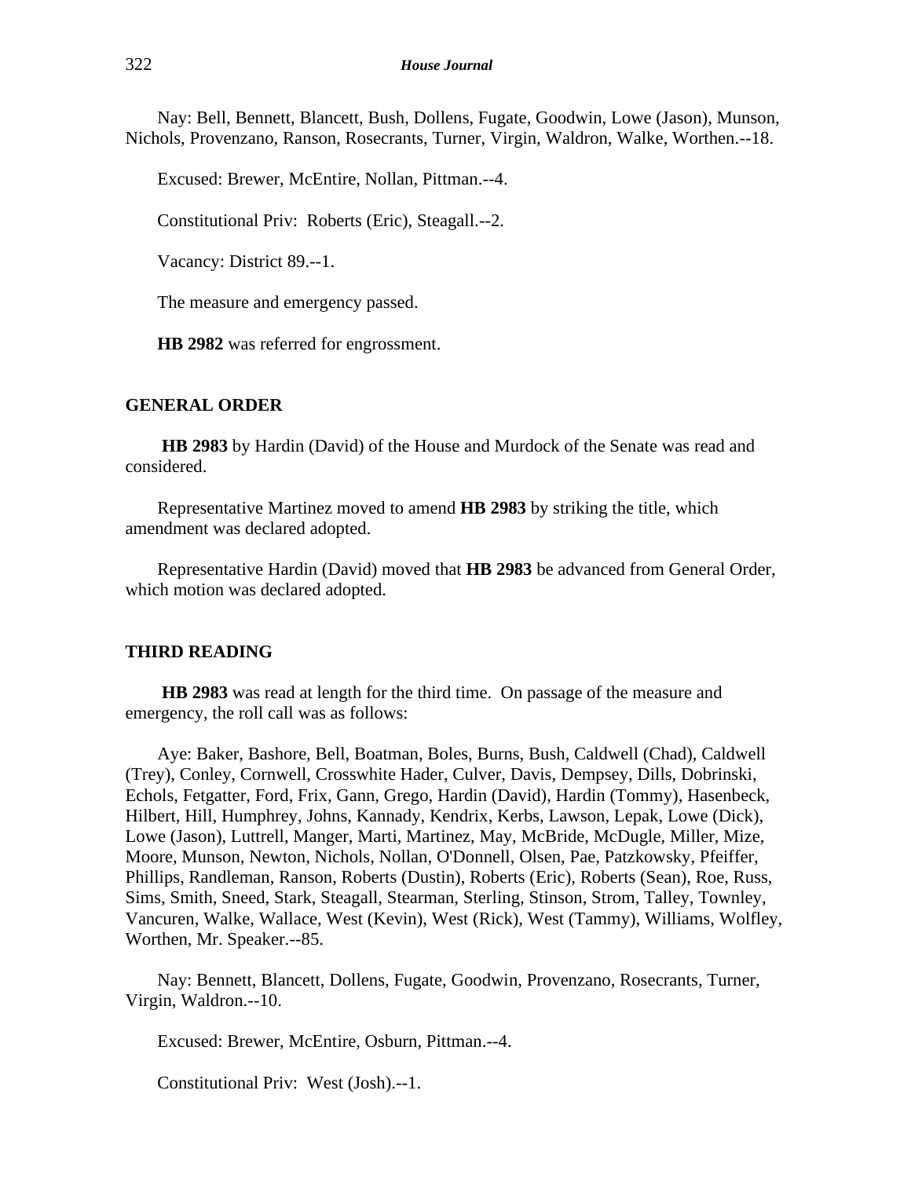Nay: Bell, Bennett, Blancett, Bush, Dollens, Fugate, Goodwin, Lowe (Jason), Munson, Nichols, Provenzano, Ranson, Rosecrants, Turner, Virgin, Waldron, Walke, Worthen.--18.

Excused: Brewer, McEntire, Nollan, Pittman.--4.

Constitutional Priv: Roberts (Eric), Steagall.--2.

Vacancy: District 89.--1.

The measure and emergency passed.

**HB 2982** was referred for engrossment.

## GENERAL ORDER

**HB 2983** by Hardin (David) of the House and Murdock of the Senate was read and considered.

Representative Martinez moved to amend **HB 2983** by striking the title, which amendment was declared adopted.

Representative Hardin (David) moved that **HB 2983** be advanced from General Order, which motion was declared adopted.

## THIRD READING

**HB 2983** was read at length for the third time. On passage of the measure and emergency, the roll call was as follows:

Aye: Baker, Bashore, Bell, Boatman, Boles, Burns, Bush, Caldwell (Chad), Caldwell (Trey), Conley, Cornwell, Crosswhite Hader, Culver, Davis, Dempsey, Dills, Dobrinski, Echols, Fetgatter, Ford, Frix, Gann, Grego, Hardin (David), Hardin (Tommy), Hasenbeck, Hilbert, Hill, Humphrey, Johns, Kannady, Kendrix, Kerbs, Lawson, Lepak, Lowe (Dick), Lowe (Jason), Luttrell, Manger, Marti, Martinez, May, McBride, McDugle, Miller, Mize, Moore, Munson, Newton, Nichols, Nollan, O'Donnell, Olsen, Pae, Patzkowsky, Pfeiffer, Phillips, Randleman, Ranson, Roberts (Dustin), Roberts (Eric), Roberts (Sean), Roe, Russ, Sims, Smith, Sneed, Stark, Steagall, Stearman, Sterling, Stinson, Strom, Talley, Townley, Vancuren, Walke, Wallace, West (Kevin), West (Rick), West (Tammy), Williams, Wolfley, Worthen, Mr. Speaker.--85.

Nay: Bennett, Blancett, Dollens, Fugate, Goodwin, Provenzano, Rosecrants, Turner, Virgin, Waldron.--10.

Excused: Brewer, McEntire, Osburn, Pittman.--4.

Constitutional Priv: West (Josh).--1.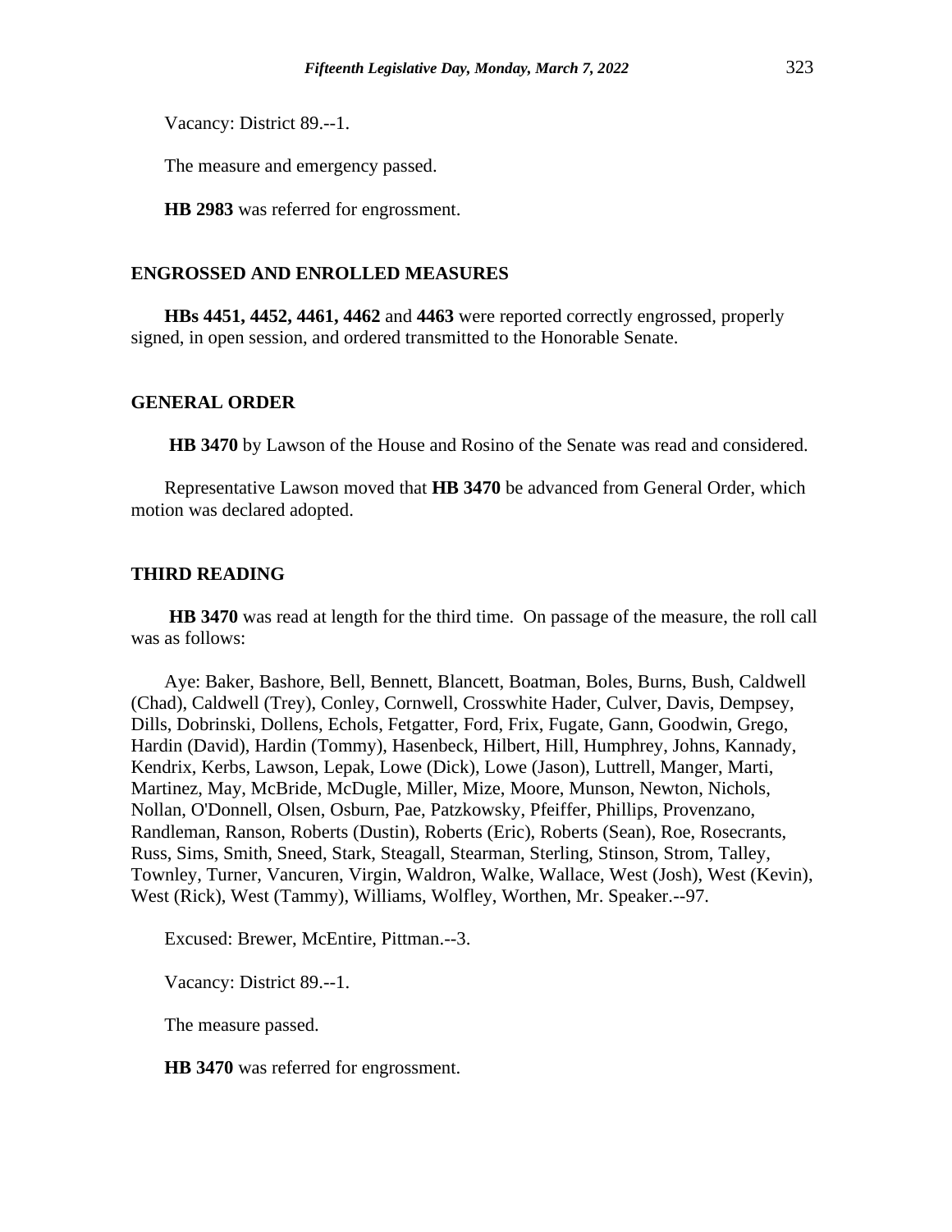Vacancy: District 89.--1.

The measure and emergency passed.

**HB 2983** was referred for engrossment.

## ENGROSSED AND ENROLLED MEASURES

**HBs 4451, 4452, 4461, 4462** and **4463** were reported correctly engrossed, properly signed, in open session, and ordered transmitted to the Honorable Senate.

## GENERAL ORDER

**HB 3470** by Lawson of the House and Rosino of the Senate was read and considered.

Representative Lawson moved that **HB 3470** be advanced from General Order, which motion was declared adopted.

## THIRD READING

**HB 3470** was read at length for the third time. On passage of the measure, the roll call was as follows:

Aye: Baker, Bashore, Bell, Bennett, Blancett, Boatman, Boles, Burns, Bush, Caldwell (Chad), Caldwell (Trey), Conley, Cornwell, Crosswhite Hader, Culver, Davis, Dempsey, Dills, Dobrinski, Dollens, Echols, Fetgatter, Ford, Frix, Fugate, Gann, Goodwin, Grego, Hardin (David), Hardin (Tommy), Hasenbeck, Hilbert, Hill, Humphrey, Johns, Kannady, Kendrix, Kerbs, Lawson, Lepak, Lowe (Dick), Lowe (Jason), Luttrell, Manger, Marti, Martinez, May, McBride, McDugle, Miller, Mize, Moore, Munson, Newton, Nichols, Nollan, O'Donnell, Olsen, Osburn, Pae, Patzkowsky, Pfeiffer, Phillips, Provenzano, Randleman, Ranson, Roberts (Dustin), Roberts (Eric), Roberts (Sean), Roe, Rosecrants, Russ, Sims, Smith, Sneed, Stark, Steagall, Stearman, Sterling, Stinson, Strom, Talley, Townley, Turner, Vancuren, Virgin, Waldron, Walke, Wallace, West (Josh), West (Kevin), West (Rick), West (Tammy), Williams, Wolfley, Worthen, Mr. Speaker.--97.

Excused: Brewer, McEntire, Pittman.--3.

Vacancy: District 89.--1.

The measure passed.

**HB 3470** was referred for engrossment.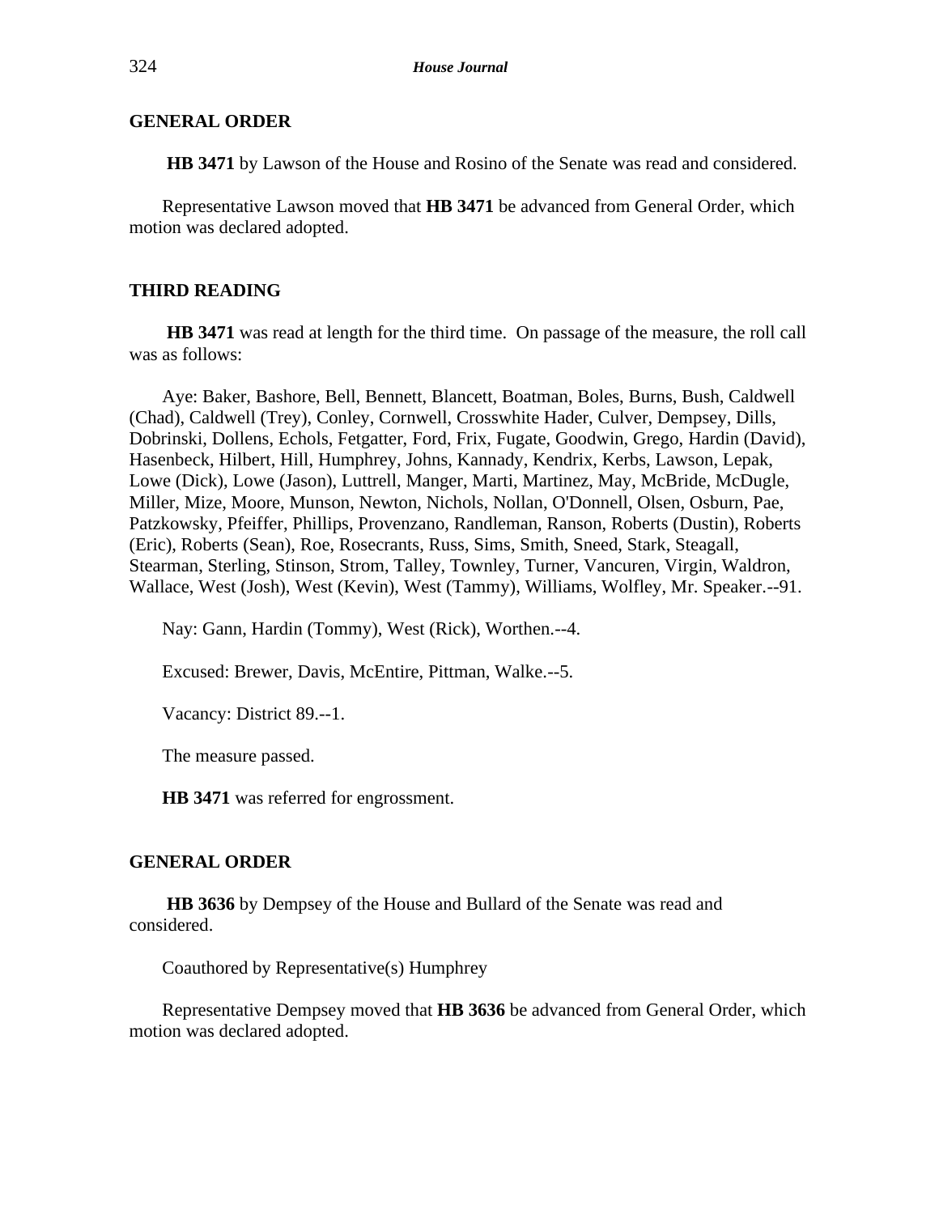## GENERAL ORDER

**HB 3471** by Lawson of the House and Rosino of the Senate was read and considered.

Representative Lawson moved that **HB 3471** be advanced from General Order, which motion was declared adopted.

## THIRD READING

**HB 3471** was read at length for the third time. On passage of the measure, the roll call was as follows:

Aye: Baker, Bashore, Bell, Bennett, Blancett, Boatman, Boles, Burns, Bush, Caldwell (Chad), Caldwell (Trey), Conley, Cornwell, Crosswhite Hader, Culver, Dempsey, Dills, Dobrinski, Dollens, Echols, Fetgatter, Ford, Frix, Fugate, Goodwin, Grego, Hardin (David), Hasenbeck, Hilbert, Hill, Humphrey, Johns, Kannady, Kendrix, Kerbs, Lawson, Lepak, Lowe (Dick), Lowe (Jason), Luttrell, Manger, Marti, Martinez, May, McBride, McDugle, Miller, Mize, Moore, Munson, Newton, Nichols, Nollan, O'Donnell, Olsen, Osburn, Pae, Patzkowsky, Pfeiffer, Phillips, Provenzano, Randleman, Ranson, Roberts (Dustin), Roberts (Eric), Roberts (Sean), Roe, Rosecrants, Russ, Sims, Smith, Sneed, Stark, Steagall, Stearman, Sterling, Stinson, Strom, Talley, Townley, Turner, Vancuren, Virgin, Waldron, Wallace, West (Josh), West (Kevin), West (Tammy), Williams, Wolfley, Mr. Speaker.--91.

Nay: Gann, Hardin (Tommy), West (Rick), Worthen.--4.

Excused: Brewer, Davis, McEntire, Pittman, Walke.--5.

Vacancy: District 89.--1.

The measure passed.

**HB 3471** was referred for engrossment.

## GENERAL ORDER

**HB 3636** by Dempsey of the House and Bullard of the Senate was read and considered.

Coauthored by Representative(s) Humphrey

Representative Dempsey moved that **HB 3636** be advanced from General Order, which motion was declared adopted.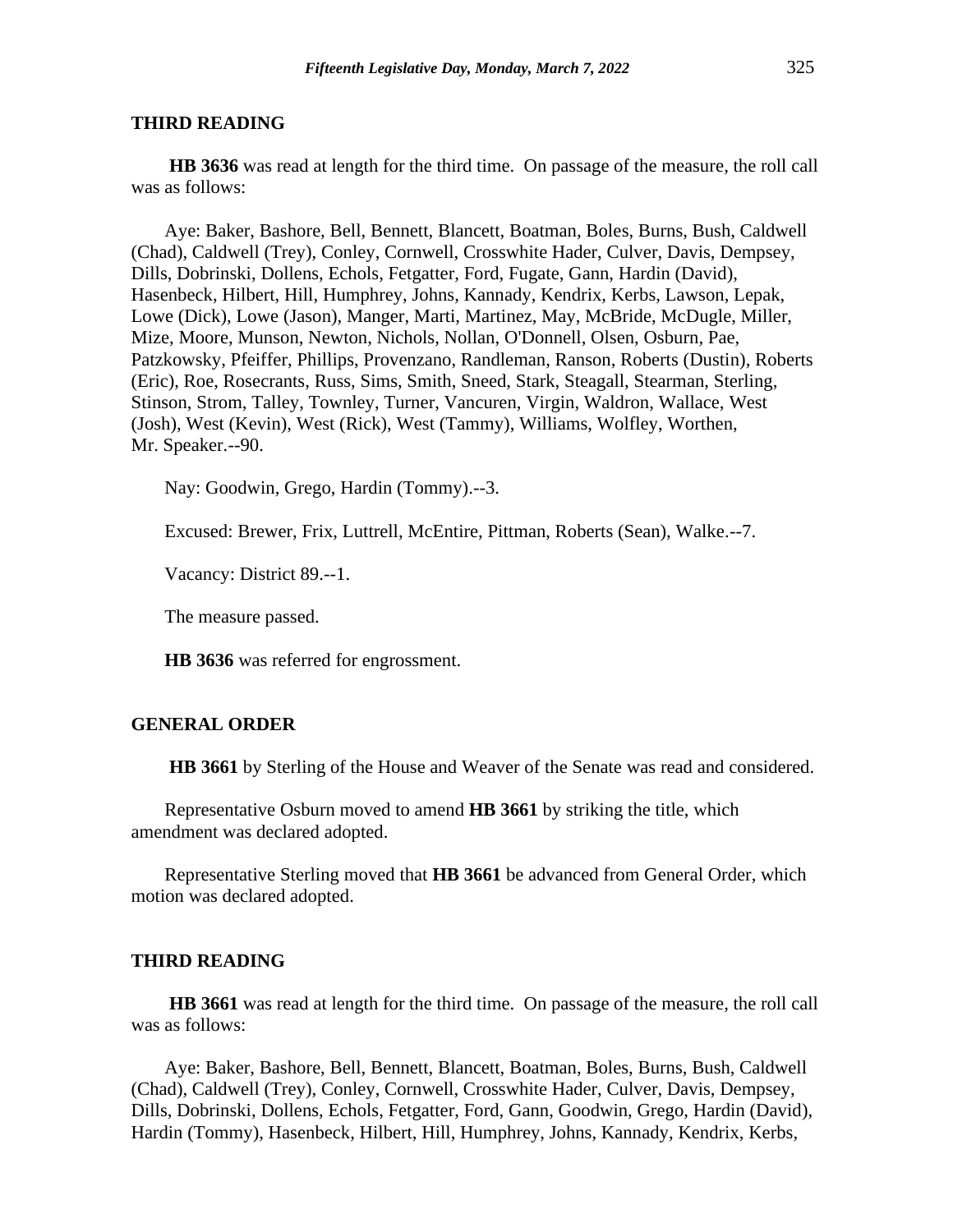## THIRD READING

**HB 3636** was read at length for the third time. On passage of the measure, the roll call was as follows:

Aye: Baker, Bashore, Bell, Bennett, Blancett, Boatman, Boles, Burns, Bush, Caldwell (Chad), Caldwell (Trey), Conley, Cornwell, Crosswhite Hader, Culver, Davis, Dempsey, Dills, Dobrinski, Dollens, Echols, Fetgatter, Ford, Fugate, Gann, Hardin (David), Hasenbeck, Hilbert, Hill, Humphrey, Johns, Kannady, Kendrix, Kerbs, Lawson, Lepak, Lowe (Dick), Lowe (Jason), Manger, Marti, Martinez, May, McBride, McDugle, Miller, Mize, Moore, Munson, Newton, Nichols, Nollan, O'Donnell, Olsen, Osburn, Pae, Patzkowsky, Pfeiffer, Phillips, Provenzano, Randleman, Ranson, Roberts (Dustin), Roberts (Eric), Roe, Rosecrants, Russ, Sims, Smith, Sneed, Stark, Steagall, Stearman, Sterling, Stinson, Strom, Talley, Townley, Turner, Vancuren, Virgin, Waldron, Wallace, West (Josh), West (Kevin), West (Rick), West (Tammy), Williams, Wolfley, Worthen, Mr. Speaker.--90.

Nay: Goodwin, Grego, Hardin (Tommy).--3.

Excused: Brewer, Frix, Luttrell, McEntire, Pittman, Roberts (Sean), Walke.--7.

Vacancy: District 89.--1.

The measure passed.

**HB 3636** was referred for engrossment.

## GENERAL ORDER

**HB 3661** by Sterling of the House and Weaver of the Senate was read and considered.

Representative Osburn moved to amend **HB 3661** by striking the title, which amendment was declared adopted.

Representative Sterling moved that **HB 3661** be advanced from General Order, which motion was declared adopted.

## THIRD READING

**HB 3661** was read at length for the third time. On passage of the measure, the roll call was as follows:

Aye: Baker, Bashore, Bell, Bennett, Blancett, Boatman, Boles, Burns, Bush, Caldwell (Chad), Caldwell (Trey), Conley, Cornwell, Crosswhite Hader, Culver, Davis, Dempsey, Dills, Dobrinski, Dollens, Echols, Fetgatter, Ford, Gann, Goodwin, Grego, Hardin (David), Hardin (Tommy), Hasenbeck, Hilbert, Hill, Humphrey, Johns, Kannady, Kendrix, Kerbs,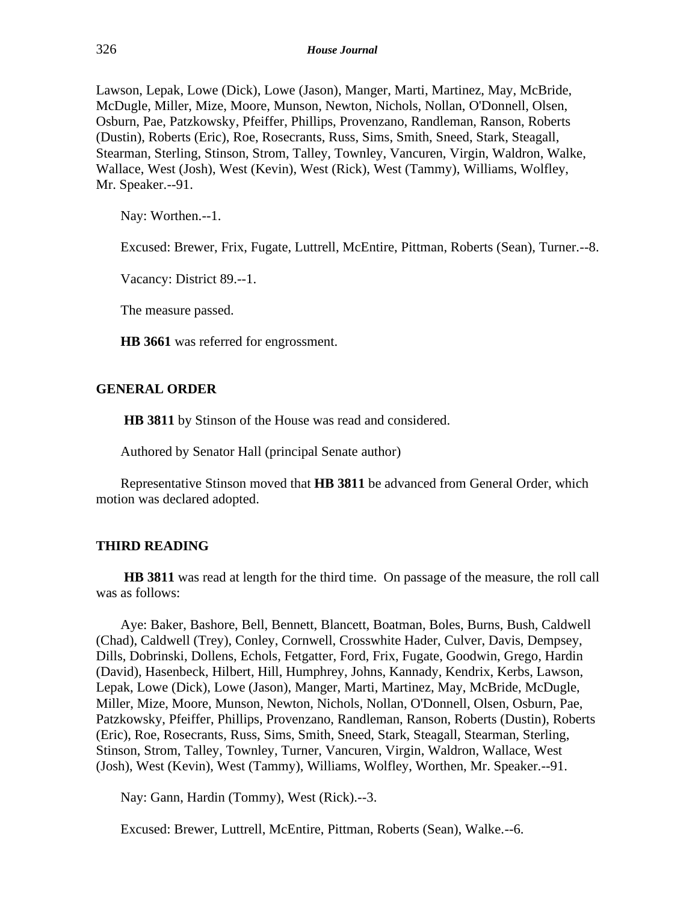Lawson, Lepak, Lowe (Dick), Lowe (Jason), Manger, Marti, Martinez, May, McBride, McDugle, Miller, Mize, Moore, Munson, Newton, Nichols, Nollan, O'Donnell, Olsen, Osburn, Pae, Patzkowsky, Pfeiffer, Phillips, Provenzano, Randleman, Ranson, Roberts (Dustin), Roberts (Eric), Roe, Rosecrants, Russ, Sims, Smith, Sneed, Stark, Steagall, Stearman, Sterling, Stinson, Strom, Talley, Townley, Vancuren, Virgin, Waldron, Walke, Wallace, West (Josh), West (Kevin), West (Rick), West (Tammy), Williams, Wolfley, Mr. Speaker.--91.

Nay: Worthen.--1.

Excused: Brewer, Frix, Fugate, Luttrell, McEntire, Pittman, Roberts (Sean), Turner.--8.

Vacancy: District 89.--1.

The measure passed.

**HB 3661** was referred for engrossment.

## GENERAL ORDER

**HB 3811** by Stinson of the House was read and considered.

Authored by Senator Hall (principal Senate author)

Representative Stinson moved that **HB 3811** be advanced from General Order, which motion was declared adopted.

## THIRD READING

**HB 3811** was read at length for the third time. On passage of the measure, the roll call was as follows:

Aye: Baker, Bashore, Bell, Bennett, Blancett, Boatman, Boles, Burns, Bush, Caldwell (Chad), Caldwell (Trey), Conley, Cornwell, Crosswhite Hader, Culver, Davis, Dempsey, Dills, Dobrinski, Dollens, Echols, Fetgatter, Ford, Frix, Fugate, Goodwin, Grego, Hardin (David), Hasenbeck, Hilbert, Hill, Humphrey, Johns, Kannady, Kendrix, Kerbs, Lawson, Lepak, Lowe (Dick), Lowe (Jason), Manger, Marti, Martinez, May, McBride, McDugle, Miller, Mize, Moore, Munson, Newton, Nichols, Nollan, O'Donnell, Olsen, Osburn, Pae, Patzkowsky, Pfeiffer, Phillips, Provenzano, Randleman, Ranson, Roberts (Dustin), Roberts (Eric), Roe, Rosecrants, Russ, Sims, Smith, Sneed, Stark, Steagall, Stearman, Sterling, Stinson, Strom, Talley, Townley, Turner, Vancuren, Virgin, Waldron, Wallace, West (Josh), West (Kevin), West (Tammy), Williams, Wolfley, Worthen, Mr. Speaker.--91.

Nay: Gann, Hardin (Tommy), West (Rick).--3.

Excused: Brewer, Luttrell, McEntire, Pittman, Roberts (Sean), Walke.--6.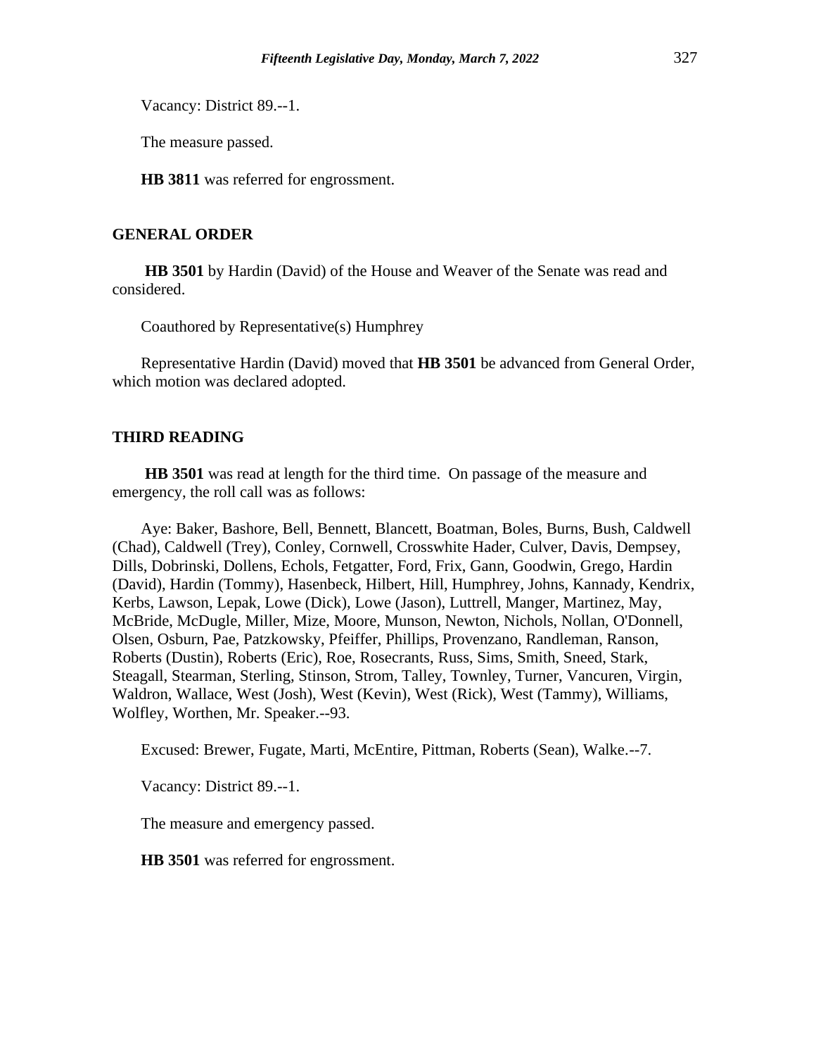Vacancy: District 89.--1.

The measure passed.

**HB 3811** was referred for engrossment.

## GENERAL ORDER

**HB 3501** by Hardin (David) of the House and Weaver of the Senate was read and considered.

Coauthored by Representative(s) Humphrey

Representative Hardin (David) moved that **HB 3501** be advanced from General Order, which motion was declared adopted.

## THIRD READING

**HB 3501** was read at length for the third time. On passage of the measure and emergency, the roll call was as follows:

Aye: Baker, Bashore, Bell, Bennett, Blancett, Boatman, Boles, Burns, Bush, Caldwell (Chad), Caldwell (Trey), Conley, Cornwell, Crosswhite Hader, Culver, Davis, Dempsey, Dills, Dobrinski, Dollens, Echols, Fetgatter, Ford, Frix, Gann, Goodwin, Grego, Hardin (David), Hardin (Tommy), Hasenbeck, Hilbert, Hill, Humphrey, Johns, Kannady, Kendrix, Kerbs, Lawson, Lepak, Lowe (Dick), Lowe (Jason), Luttrell, Manger, Martinez, May, McBride, McDugle, Miller, Mize, Moore, Munson, Newton, Nichols, Nollan, O'Donnell, Olsen, Osburn, Pae, Patzkowsky, Pfeiffer, Phillips, Provenzano, Randleman, Ranson, Roberts (Dustin), Roberts (Eric), Roe, Rosecrants, Russ, Sims, Smith, Sneed, Stark, Steagall, Stearman, Sterling, Stinson, Strom, Talley, Townley, Turner, Vancuren, Virgin, Waldron, Wallace, West (Josh), West (Kevin), West (Rick), West (Tammy), Williams, Wolfley, Worthen, Mr. Speaker.--93.

Excused: Brewer, Fugate, Marti, McEntire, Pittman, Roberts (Sean), Walke.--7.

Vacancy: District 89.--1.

The measure and emergency passed.

**HB 3501** was referred for engrossment.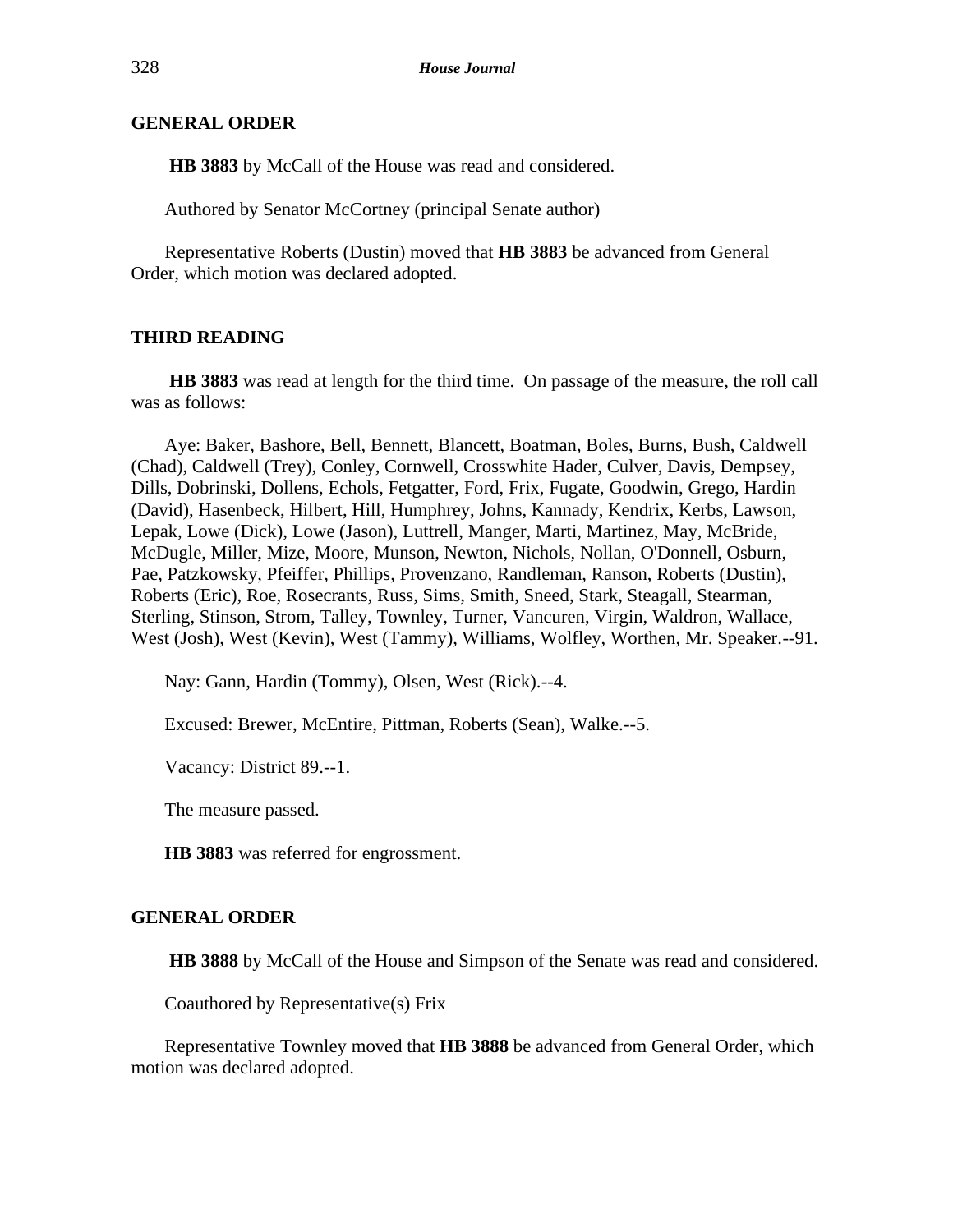## GENERAL ORDER

**HB 3883** by McCall of the House was read and considered.

Authored by Senator McCortney (principal Senate author)

Representative Roberts (Dustin) moved that **HB 3883** be advanced from General Order, which motion was declared adopted.

## THIRD READING

**HB 3883** was read at length for the third time. On passage of the measure, the roll call was as follows:

Aye: Baker, Bashore, Bell, Bennett, Blancett, Boatman, Boles, Burns, Bush, Caldwell (Chad), Caldwell (Trey), Conley, Cornwell, Crosswhite Hader, Culver, Davis, Dempsey, Dills, Dobrinski, Dollens, Echols, Fetgatter, Ford, Frix, Fugate, Goodwin, Grego, Hardin (David), Hasenbeck, Hilbert, Hill, Humphrey, Johns, Kannady, Kendrix, Kerbs, Lawson, Lepak, Lowe (Dick), Lowe (Jason), Luttrell, Manger, Marti, Martinez, May, McBride, McDugle, Miller, Mize, Moore, Munson, Newton, Nichols, Nollan, O'Donnell, Osburn, Pae, Patzkowsky, Pfeiffer, Phillips, Provenzano, Randleman, Ranson, Roberts (Dustin), Roberts (Eric), Roe, Rosecrants, Russ, Sims, Smith, Sneed, Stark, Steagall, Stearman, Sterling, Stinson, Strom, Talley, Townley, Turner, Vancuren, Virgin, Waldron, Wallace, West (Josh), West (Kevin), West (Tammy), Williams, Wolfley, Worthen, Mr. Speaker.--91.

Nay: Gann, Hardin (Tommy), Olsen, West (Rick).--4.

Excused: Brewer, McEntire, Pittman, Roberts (Sean), Walke.--5.

Vacancy: District 89.--1.

The measure passed.

**HB 3883** was referred for engrossment.

## GENERAL ORDER

**HB 3888** by McCall of the House and Simpson of the Senate was read and considered.

Coauthored by Representative(s) Frix

Representative Townley moved that **HB 3888** be advanced from General Order, which motion was declared adopted.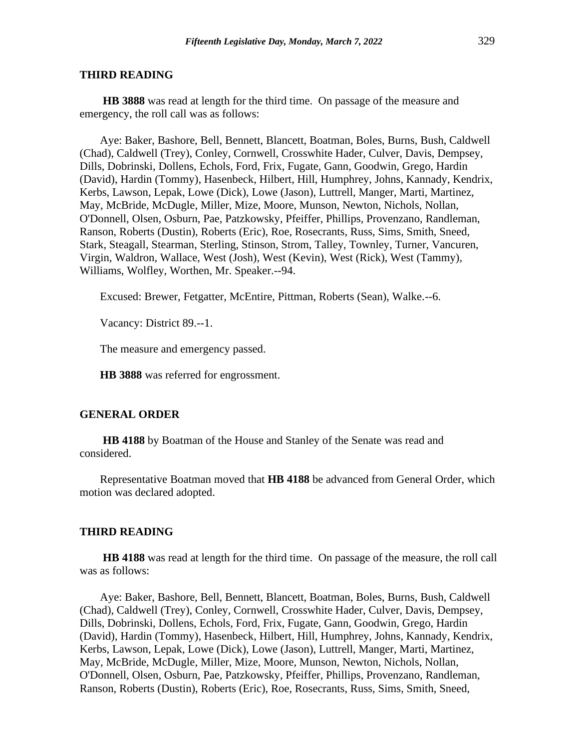## THIRD READING

**HB 3888** was read at length for the third time. On passage of the measure and emergency, the roll call was as follows:

Aye: Baker, Bashore, Bell, Bennett, Blancett, Boatman, Boles, Burns, Bush, Caldwell (Chad), Caldwell (Trey), Conley, Cornwell, Crosswhite Hader, Culver, Davis, Dempsey, Dills, Dobrinski, Dollens, Echols, Ford, Frix, Fugate, Gann, Goodwin, Grego, Hardin (David), Hardin (Tommy), Hasenbeck, Hilbert, Hill, Humphrey, Johns, Kannady, Kendrix, Kerbs, Lawson, Lepak, Lowe (Dick), Lowe (Jason), Luttrell, Manger, Marti, Martinez, May, McBride, McDugle, Miller, Mize, Moore, Munson, Newton, Nichols, Nollan, O'Donnell, Olsen, Osburn, Pae, Patzkowsky, Pfeiffer, Phillips, Provenzano, Randleman, Ranson, Roberts (Dustin), Roberts (Eric), Roe, Rosecrants, Russ, Sims, Smith, Sneed, Stark, Steagall, Stearman, Sterling, Stinson, Strom, Talley, Townley, Turner, Vancuren, Virgin, Waldron, Wallace, West (Josh), West (Kevin), West (Rick), West (Tammy), Williams, Wolfley, Worthen, Mr. Speaker.--94.

Excused: Brewer, Fetgatter, McEntire, Pittman, Roberts (Sean), Walke.--6.

Vacancy: District 89.--1.

The measure and emergency passed.

**HB 3888** was referred for engrossment.

## GENERAL ORDER

**HB 4188** by Boatman of the House and Stanley of the Senate was read and considered.

Representative Boatman moved that **HB 4188** be advanced from General Order, which motion was declared adopted.

## THIRD READING

**HB 4188** was read at length for the third time. On passage of the measure, the roll call was as follows:

Aye: Baker, Bashore, Bell, Bennett, Blancett, Boatman, Boles, Burns, Bush, Caldwell (Chad), Caldwell (Trey), Conley, Cornwell, Crosswhite Hader, Culver, Davis, Dempsey, Dills, Dobrinski, Dollens, Echols, Ford, Frix, Fugate, Gann, Goodwin, Grego, Hardin (David), Hardin (Tommy), Hasenbeck, Hilbert, Hill, Humphrey, Johns, Kannady, Kendrix, Kerbs, Lawson, Lepak, Lowe (Dick), Lowe (Jason), Luttrell, Manger, Marti, Martinez, May, McBride, McDugle, Miller, Mize, Moore, Munson, Newton, Nichols, Nollan, O'Donnell, Olsen, Osburn, Pae, Patzkowsky, Pfeiffer, Phillips, Provenzano, Randleman, Ranson, Roberts (Dustin), Roberts (Eric), Roe, Rosecrants, Russ, Sims, Smith, Sneed,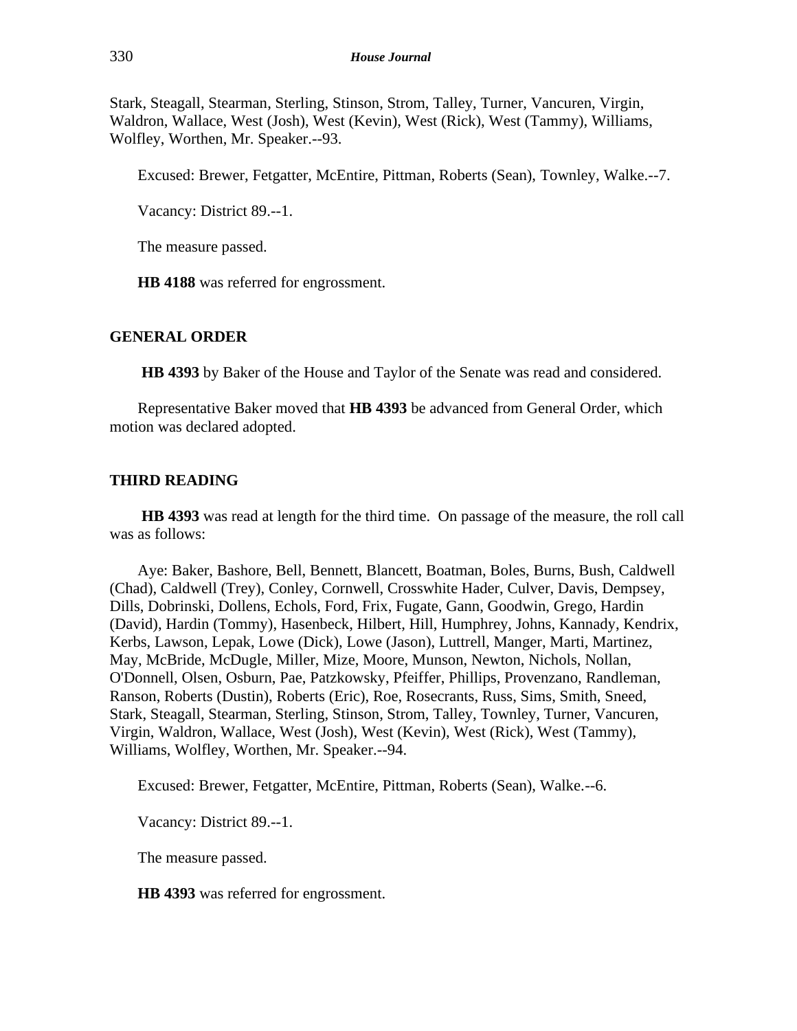Stark, Steagall, Stearman, Sterling, Stinson, Strom, Talley, Turner, Vancuren, Virgin, Waldron, Wallace, West (Josh), West (Kevin), West (Rick), West (Tammy), Williams, Wolfley, Worthen, Mr. Speaker.--93.

Excused: Brewer, Fetgatter, McEntire, Pittman, Roberts (Sean), Townley, Walke.--7.

Vacancy: District 89.--1.

The measure passed.

**HB 4188** was referred for engrossment.

## GENERAL ORDER

**HB 4393** by Baker of the House and Taylor of the Senate was read and considered.

Representative Baker moved that **HB 4393** be advanced from General Order, which motion was declared adopted.

## THIRD READING

**HB 4393** was read at length for the third time. On passage of the measure, the roll call was as follows:

Aye: Baker, Bashore, Bell, Bennett, Blancett, Boatman, Boles, Burns, Bush, Caldwell (Chad), Caldwell (Trey), Conley, Cornwell, Crosswhite Hader, Culver, Davis, Dempsey, Dills, Dobrinski, Dollens, Echols, Ford, Frix, Fugate, Gann, Goodwin, Grego, Hardin (David), Hardin (Tommy), Hasenbeck, Hilbert, Hill, Humphrey, Johns, Kannady, Kendrix, Kerbs, Lawson, Lepak, Lowe (Dick), Lowe (Jason), Luttrell, Manger, Marti, Martinez, May, McBride, McDugle, Miller, Mize, Moore, Munson, Newton, Nichols, Nollan, O'Donnell, Olsen, Osburn, Pae, Patzkowsky, Pfeiffer, Phillips, Provenzano, Randleman, Ranson, Roberts (Dustin), Roberts (Eric), Roe, Rosecrants, Russ, Sims, Smith, Sneed, Stark, Steagall, Stearman, Sterling, Stinson, Strom, Talley, Townley, Turner, Vancuren, Virgin, Waldron, Wallace, West (Josh), West (Kevin), West (Rick), West (Tammy), Williams, Wolfley, Worthen, Mr. Speaker.--94.

Excused: Brewer, Fetgatter, McEntire, Pittman, Roberts (Sean), Walke.--6.

Vacancy: District 89.--1.

The measure passed.

**HB 4393** was referred for engrossment.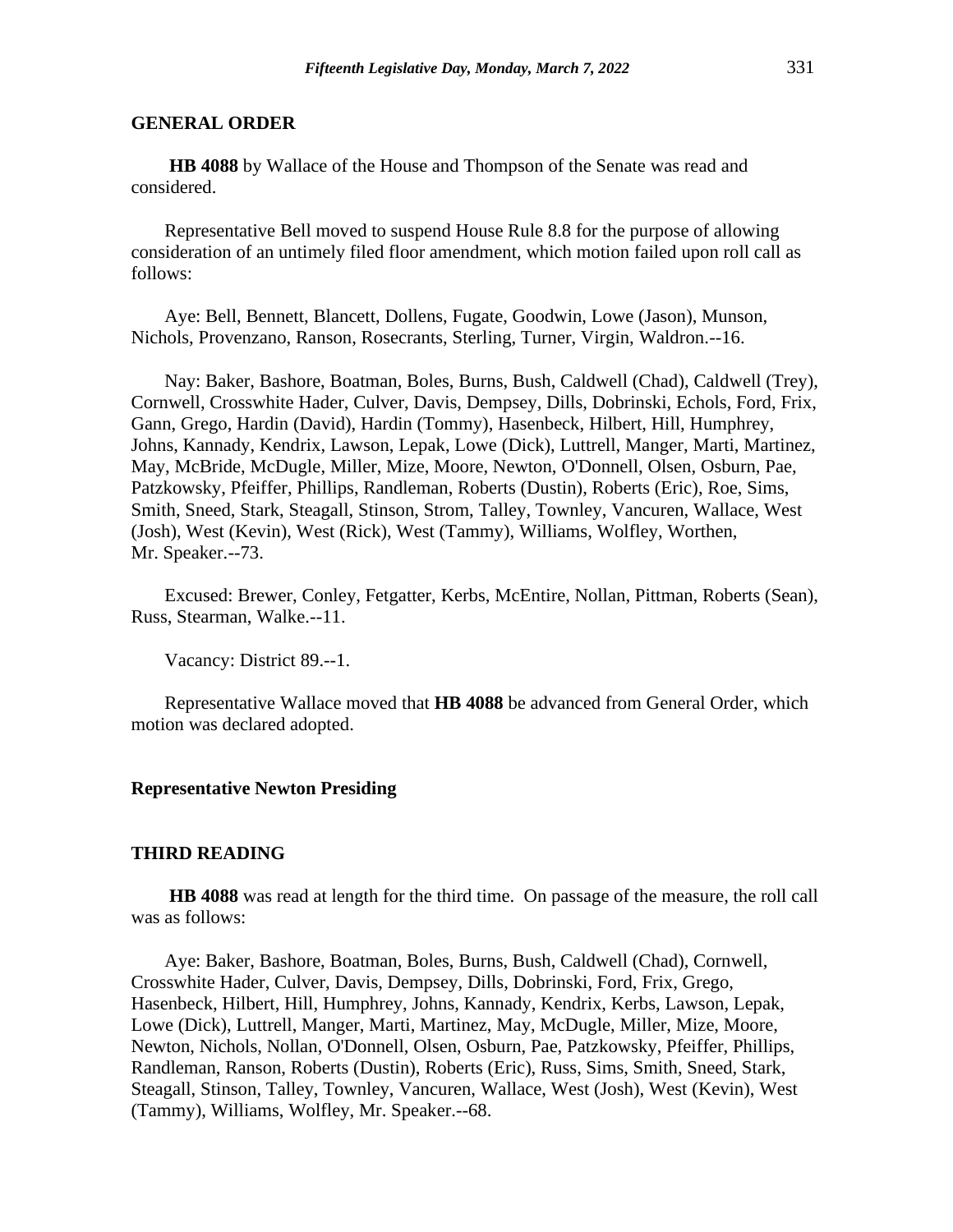## GENERAL ORDER

**HB 4088** by Wallace of the House and Thompson of the Senate was read and considered.

Representative Bell moved to suspend House Rule 8.8 for the purpose of allowing consideration of an untimely filed floor amendment, which motion failed upon roll call as follows:

Aye: Bell, Bennett, Blancett, Dollens, Fugate, Goodwin, Lowe (Jason), Munson, Nichols, Provenzano, Ranson, Rosecrants, Sterling, Turner, Virgin, Waldron.--16.

Nay: Baker, Bashore, Boatman, Boles, Burns, Bush, Caldwell (Chad), Caldwell (Trey), Cornwell, Crosswhite Hader, Culver, Davis, Dempsey, Dills, Dobrinski, Echols, Ford, Frix, Gann, Grego, Hardin (David), Hardin (Tommy), Hasenbeck, Hilbert, Hill, Humphrey, Johns, Kannady, Kendrix, Lawson, Lepak, Lowe (Dick), Luttrell, Manger, Marti, Martinez, May, McBride, McDugle, Miller, Mize, Moore, Newton, O'Donnell, Olsen, Osburn, Pae, Patzkowsky, Pfeiffer, Phillips, Randleman, Roberts (Dustin), Roberts (Eric), Roe, Sims, Smith, Sneed, Stark, Steagall, Stinson, Strom, Talley, Townley, Vancuren, Wallace, West (Josh), West (Kevin), West (Rick), West (Tammy), Williams, Wolfley, Worthen, Mr. Speaker.--73.

Excused: Brewer, Conley, Fetgatter, Kerbs, McEntire, Nollan, Pittman, Roberts (Sean), Russ, Stearman, Walke.--11.

Vacancy: District 89.--1.

Representative Wallace moved that **HB 4088** be advanced from General Order, which motion was declared adopted.

**Representative Newton Presiding**

## THIRD READING

**HB 4088** was read at length for the third time. On passage of the measure, the roll call was as follows:

Aye: Baker, Bashore, Boatman, Boles, Burns, Bush, Caldwell (Chad), Cornwell, Crosswhite Hader, Culver, Davis, Dempsey, Dills, Dobrinski, Ford, Frix, Grego, Hasenbeck, Hilbert, Hill, Humphrey, Johns, Kannady, Kendrix, Kerbs, Lawson, Lepak, Lowe (Dick), Luttrell, Manger, Marti, Martinez, May, McDugle, Miller, Mize, Moore, Newton, Nichols, Nollan, O'Donnell, Olsen, Osburn, Pae, Patzkowsky, Pfeiffer, Phillips, Randleman, Ranson, Roberts (Dustin), Roberts (Eric), Russ, Sims, Smith, Sneed, Stark, Steagall, Stinson, Talley, Townley, Vancuren, Wallace, West (Josh), West (Kevin), West (Tammy), Williams, Wolfley, Mr. Speaker.--68.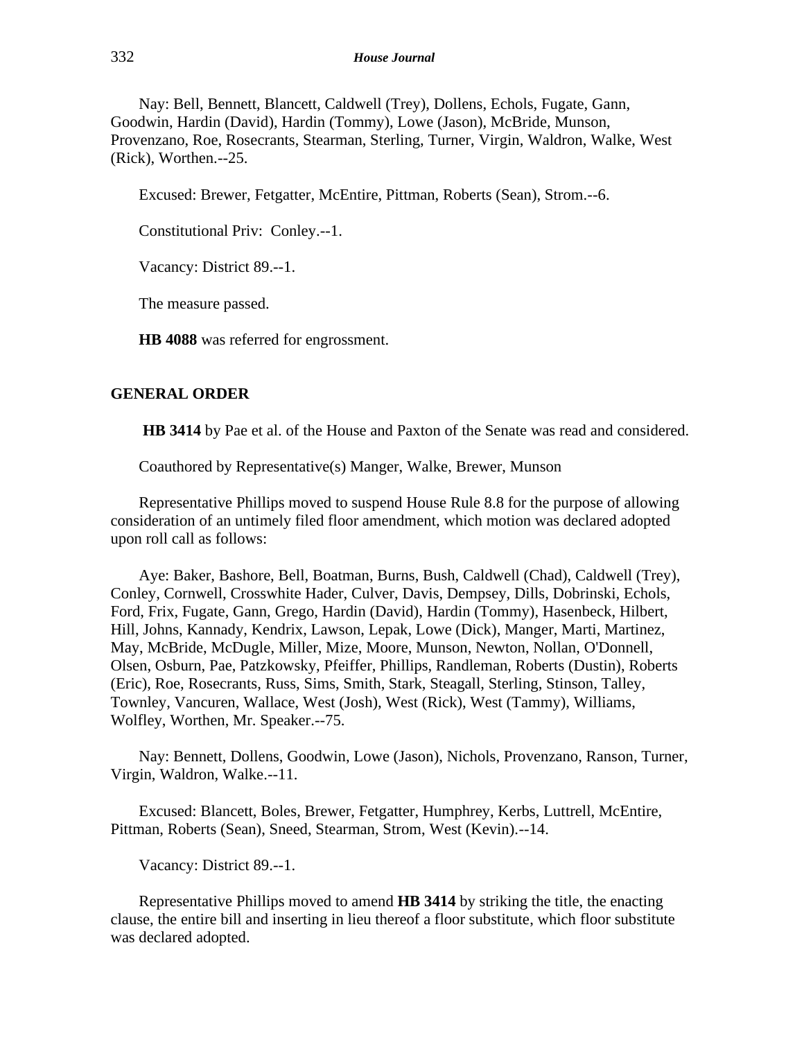Nay: Bell, Bennett, Blancett, Caldwell (Trey), Dollens, Echols, Fugate, Gann, Goodwin, Hardin (David), Hardin (Tommy), Lowe (Jason), McBride, Munson, Provenzano, Roe, Rosecrants, Stearman, Sterling, Turner, Virgin, Waldron, Walke, West (Rick), Worthen.--25.

Excused: Brewer, Fetgatter, McEntire, Pittman, Roberts (Sean), Strom.--6.

Constitutional Priv: Conley.--1.

Vacancy: District 89.--1.

The measure passed.

**HB 4088** was referred for engrossment.

## GENERAL ORDER

**HB 3414** by Pae et al. of the House and Paxton of the Senate was read and considered.

Coauthored by Representative(s) Manger, Walke, Brewer, Munson

Representative Phillips moved to suspend House Rule 8.8 for the purpose of allowing consideration of an untimely filed floor amendment, which motion was declared adopted upon roll call as follows:

Aye: Baker, Bashore, Bell, Boatman, Burns, Bush, Caldwell (Chad), Caldwell (Trey), Conley, Cornwell, Crosswhite Hader, Culver, Davis, Dempsey, Dills, Dobrinski, Echols, Ford, Frix, Fugate, Gann, Grego, Hardin (David), Hardin (Tommy), Hasenbeck, Hilbert, Hill, Johns, Kannady, Kendrix, Lawson, Lepak, Lowe (Dick), Manger, Marti, Martinez, May, McBride, McDugle, Miller, Mize, Moore, Munson, Newton, Nollan, O'Donnell, Olsen, Osburn, Pae, Patzkowsky, Pfeiffer, Phillips, Randleman, Roberts (Dustin), Roberts (Eric), Roe, Rosecrants, Russ, Sims, Smith, Stark, Steagall, Sterling, Stinson, Talley, Townley, Vancuren, Wallace, West (Josh), West (Rick), West (Tammy), Williams, Wolfley, Worthen, Mr. Speaker.--75.

Nay: Bennett, Dollens, Goodwin, Lowe (Jason), Nichols, Provenzano, Ranson, Turner, Virgin, Waldron, Walke.--11.

Excused: Blancett, Boles, Brewer, Fetgatter, Humphrey, Kerbs, Luttrell, McEntire, Pittman, Roberts (Sean), Sneed, Stearman, Strom, West (Kevin).--14.

Vacancy: District 89.--1.

Representative Phillips moved to amend **HB 3414** by striking the title, the enacting clause, the entire bill and inserting in lieu thereof a floor substitute, which floor substitute was declared adopted.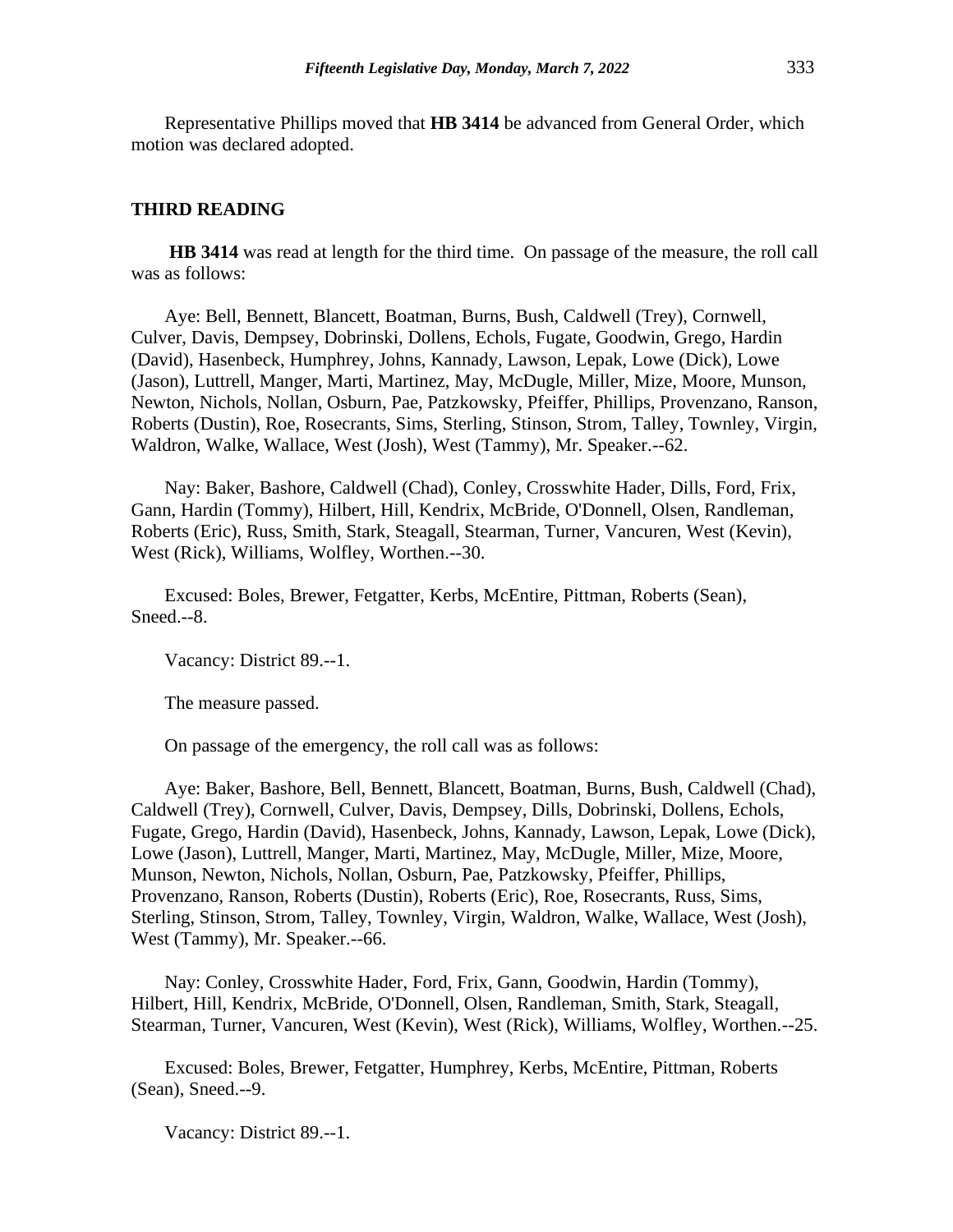Representative Phillips moved that **HB 3414** be advanced from General Order, which motion was declared adopted.

### THIRD READING

**HB 3414** was read at length for the third time. On passage of the measure, the roll call was as follows:

Aye: Bell, Bennett, Blancett, Boatman, Burns, Bush, Caldwell (Trey), Cornwell, Culver, Davis, Dempsey, Dobrinski, Dollens, Echols, Fugate, Goodwin, Grego, Hardin (David), Hasenbeck, Humphrey, Johns, Kannady, Lawson, Lepak, Lowe (Dick), Lowe (Jason), Luttrell, Manger, Marti, Martinez, May, McDugle, Miller, Mize, Moore, Munson, Newton, Nichols, Nollan, Osburn, Pae, Patzkowsky, Pfeiffer, Phillips, Provenzano, Ranson, Roberts (Dustin), Roe, Rosecrants, Sims, Sterling, Stinson, Strom, Talley, Townley, Virgin, Waldron, Walke, Wallace, West (Josh), West (Tammy), Mr. Speaker.--62.

Nay: Baker, Bashore, Caldwell (Chad), Conley, Crosswhite Hader, Dills, Ford, Frix, Gann, Hardin (Tommy), Hilbert, Hill, Kendrix, McBride, O'Donnell, Olsen, Randleman, Roberts (Eric), Russ, Smith, Stark, Steagall, Stearman, Turner, Vancuren, West (Kevin), West (Rick), Williams, Wolfley, Worthen.--30.

Excused: Boles, Brewer, Fetgatter, Kerbs, McEntire, Pittman, Roberts (Sean), Sneed.--8.

Vacancy: District 89.--1.

The measure passed.

On passage of the emergency, the roll call was as follows:

Aye: Baker, Bashore, Bell, Bennett, Blancett, Boatman, Burns, Bush, Caldwell (Chad), Caldwell (Trey), Cornwell, Culver, Davis, Dempsey, Dills, Dobrinski, Dollens, Echols, Fugate, Grego, Hardin (David), Hasenbeck, Johns, Kannady, Lawson, Lepak, Lowe (Dick), Lowe (Jason), Luttrell, Manger, Marti, Martinez, May, McDugle, Miller, Mize, Moore, Munson, Newton, Nichols, Nollan, Osburn, Pae, Patzkowsky, Pfeiffer, Phillips, Provenzano, Ranson, Roberts (Dustin), Roberts (Eric), Roe, Rosecrants, Russ, Sims, Sterling, Stinson, Strom, Talley, Townley, Virgin, Waldron, Walke, Wallace, West (Josh), West (Tammy), Mr. Speaker.--66.

Nay: Conley, Crosswhite Hader, Ford, Frix, Gann, Goodwin, Hardin (Tommy), Hilbert, Hill, Kendrix, McBride, O'Donnell, Olsen, Randleman, Smith, Stark, Steagall, Stearman, Turner, Vancuren, West (Kevin), West (Rick), Williams, Wolfley, Worthen.--25.

Excused: Boles, Brewer, Fetgatter, Humphrey, Kerbs, McEntire, Pittman, Roberts (Sean), Sneed.--9.

Vacancy: District 89.--1.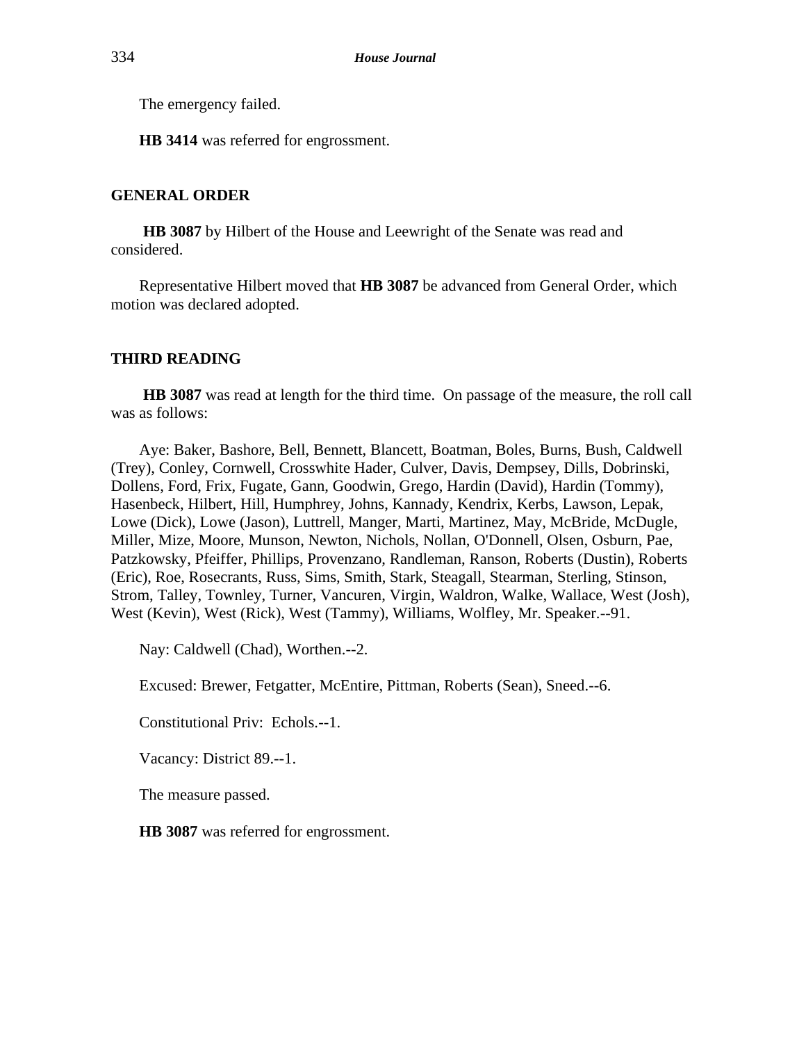The emergency failed.

**HB 3414** was referred for engrossment.

## GENERAL ORDER

**HB 3087** by Hilbert of the House and Leewright of the Senate was read and considered.

Representative Hilbert moved that **HB 3087** be advanced from General Order, which motion was declared adopted.

## THIRD READING

**HB 3087** was read at length for the third time. On passage of the measure, the roll call was as follows:

Aye: Baker, Bashore, Bell, Bennett, Blancett, Boatman, Boles, Burns, Bush, Caldwell (Trey), Conley, Cornwell, Crosswhite Hader, Culver, Davis, Dempsey, Dills, Dobrinski, Dollens, Ford, Frix, Fugate, Gann, Goodwin, Grego, Hardin (David), Hardin (Tommy), Hasenbeck, Hilbert, Hill, Humphrey, Johns, Kannady, Kendrix, Kerbs, Lawson, Lepak, Lowe (Dick), Lowe (Jason), Luttrell, Manger, Marti, Martinez, May, McBride, McDugle, Miller, Mize, Moore, Munson, Newton, Nichols, Nollan, O'Donnell, Olsen, Osburn, Pae, Patzkowsky, Pfeiffer, Phillips, Provenzano, Randleman, Ranson, Roberts (Dustin), Roberts (Eric), Roe, Rosecrants, Russ, Sims, Smith, Stark, Steagall, Stearman, Sterling, Stinson, Strom, Talley, Townley, Turner, Vancuren, Virgin, Waldron, Walke, Wallace, West (Josh), West (Kevin), West (Rick), West (Tammy), Williams, Wolfley, Mr. Speaker.--91.

Nay: Caldwell (Chad), Worthen.--2.

Excused: Brewer, Fetgatter, McEntire, Pittman, Roberts (Sean), Sneed.--6.

Constitutional Priv: Echols.--1.

Vacancy: District 89.--1.

The measure passed.

**HB 3087** was referred for engrossment.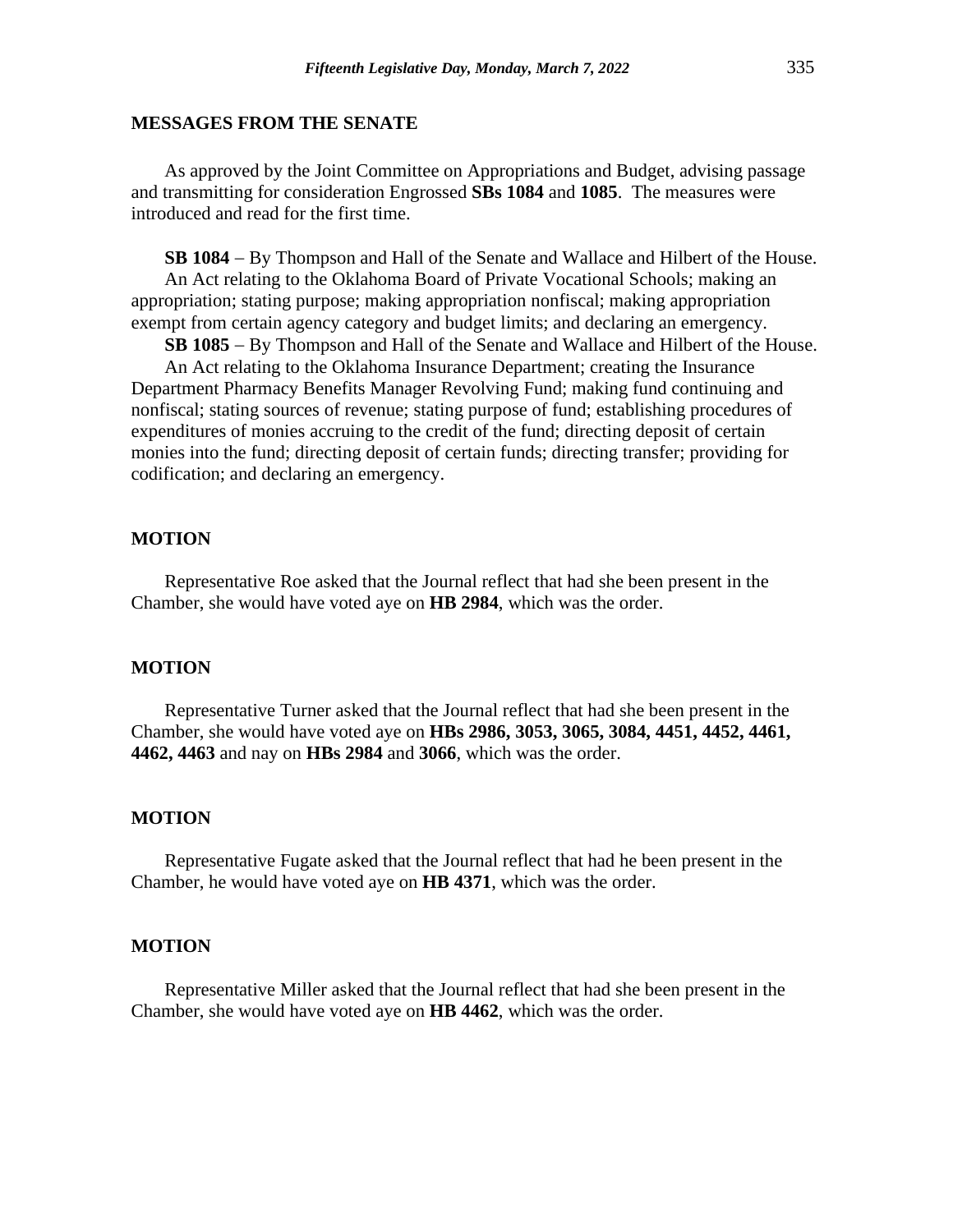## MESSAGES FROM THE SENATE

As approved by the Joint Committee on Appropriations and Budget, advising passage and transmitting for consideration Engrossed **SBs 1084** and **1085**. The measures were introduced and read for the first time.

**SB 1084** – By Thompson and Hall of the Senate and Wallace and Hilbert of the House.

An Act relating to the Oklahoma Board of Private Vocational Schools; making an appropriation; stating purpose; making appropriation nonfiscal; making appropriation exempt from certain agency category and budget limits; and declaring an emergency.

**SB 1085** – By Thompson and Hall of the Senate and Wallace and Hilbert of the House.

An Act relating to the Oklahoma Insurance Department; creating the Insurance Department Pharmacy Benefits Manager Revolving Fund; making fund continuing and nonfiscal; stating sources of revenue; stating purpose of fund; establishing procedures of expenditures of monies accruing to the credit of the fund; directing deposit of certain monies into the fund; directing deposit of certain funds; directing transfer; providing for codification; and declaring an emergency.

## MOTION

Representative Roe asked that the Journal reflect that had she been present in the Chamber, she would have voted aye on **HB 2984**, which was the order.

## MOTION

Representative Turner asked that the Journal reflect that had she been present in the Chamber, she would have voted aye on **HBs 2986, 3053, 3065, 3084, 4451, 4452, 4461, 4462, 4463** and nay on **HBs 2984** and **3066**, which was the order.

## MOTION

Representative Fugate asked that the Journal reflect that had he been present in the Chamber, he would have voted aye on **HB 4371**, which was the order.

## MOTION

Representative Miller asked that the Journal reflect that had she been present in the Chamber, she would have voted aye on **HB 4462**, which was the order.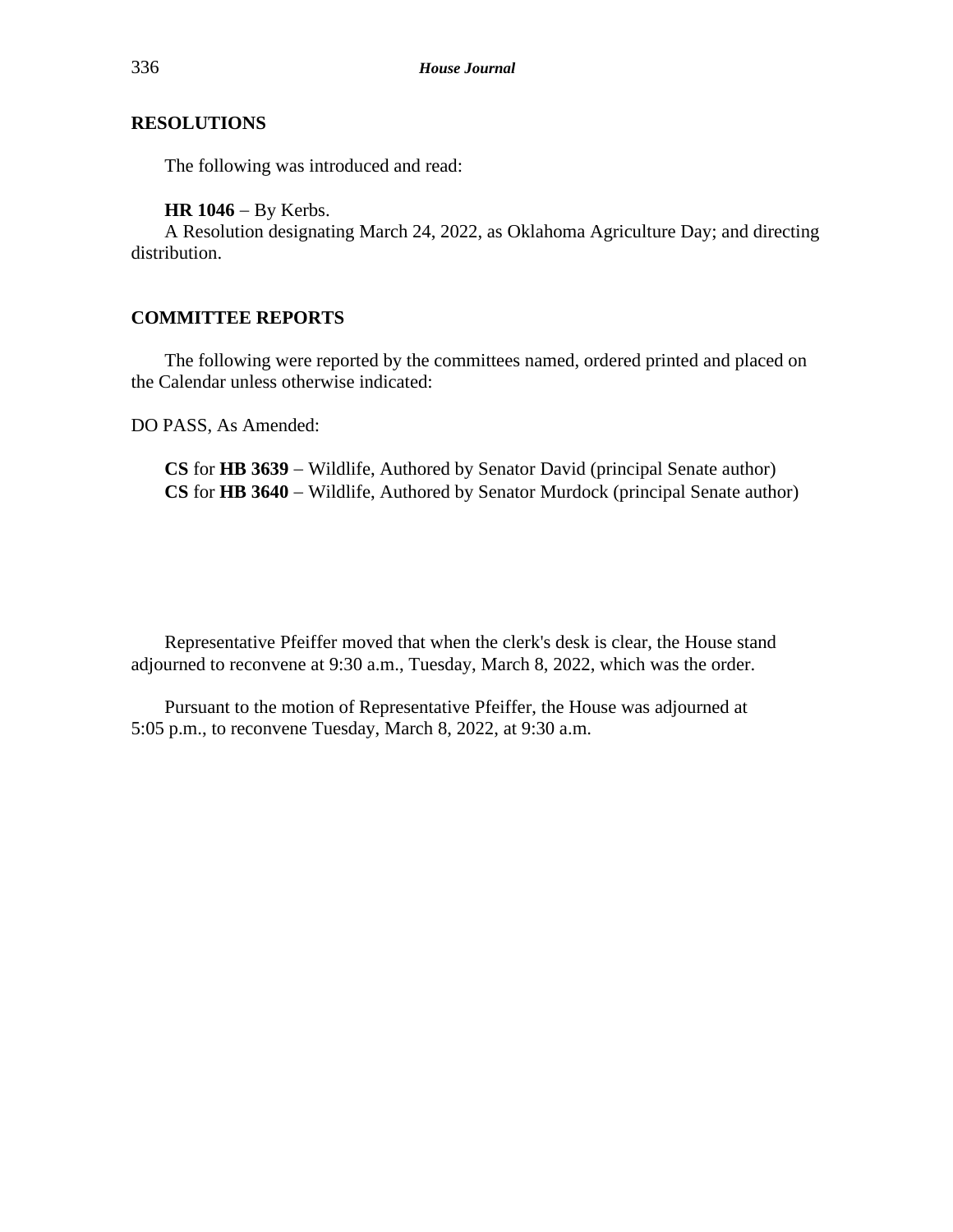## RESOLUTIONS

The following was introduced and read:

**HR 1046** – By Kerbs.
A Resolution designating March 24, 2022, as Oklahoma Agriculture Day; and directing distribution.

## COMMITTEE REPORTS

The following were reported by the committees named, ordered printed and placed on the Calendar unless otherwise indicated:

DO PASS, As Amended:

**CS** for **HB 3639** – Wildlife, Authored by Senator David (principal Senate author)
**CS** for **HB 3640** – Wildlife, Authored by Senator Murdock (principal Senate author)

Representative Pfeiffer moved that when the clerk's desk is clear, the House stand adjourned to reconvene at 9:30 a.m., Tuesday, March 8, 2022, which was the order.

Pursuant to the motion of Representative Pfeiffer, the House was adjourned at 5:05 p.m., to reconvene Tuesday, March 8, 2022, at 9:30 a.m.